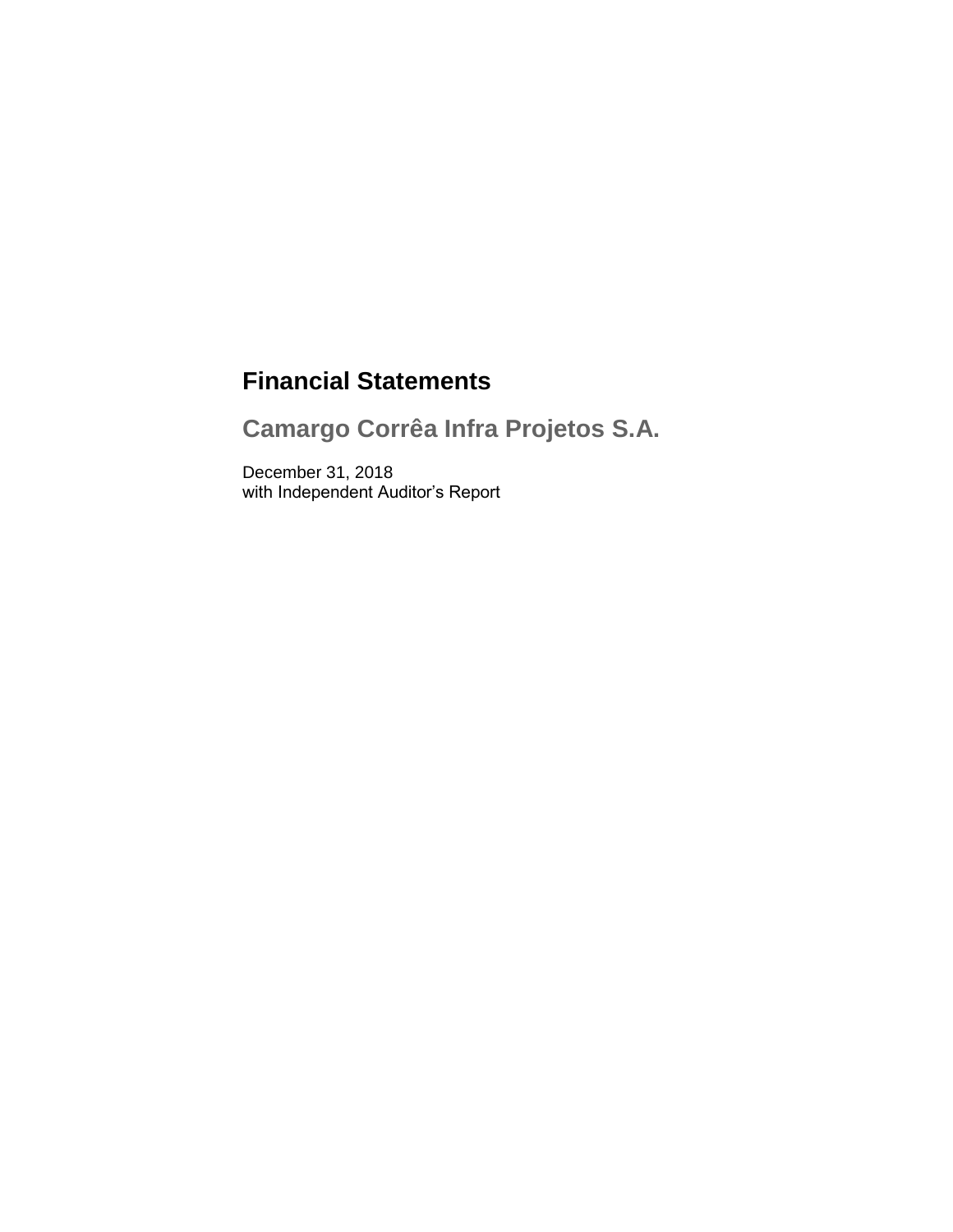# Financial Statements

## Camargo Corrêa Infra Projetos S.A.

December 31, 2018
with Independent Auditor's Report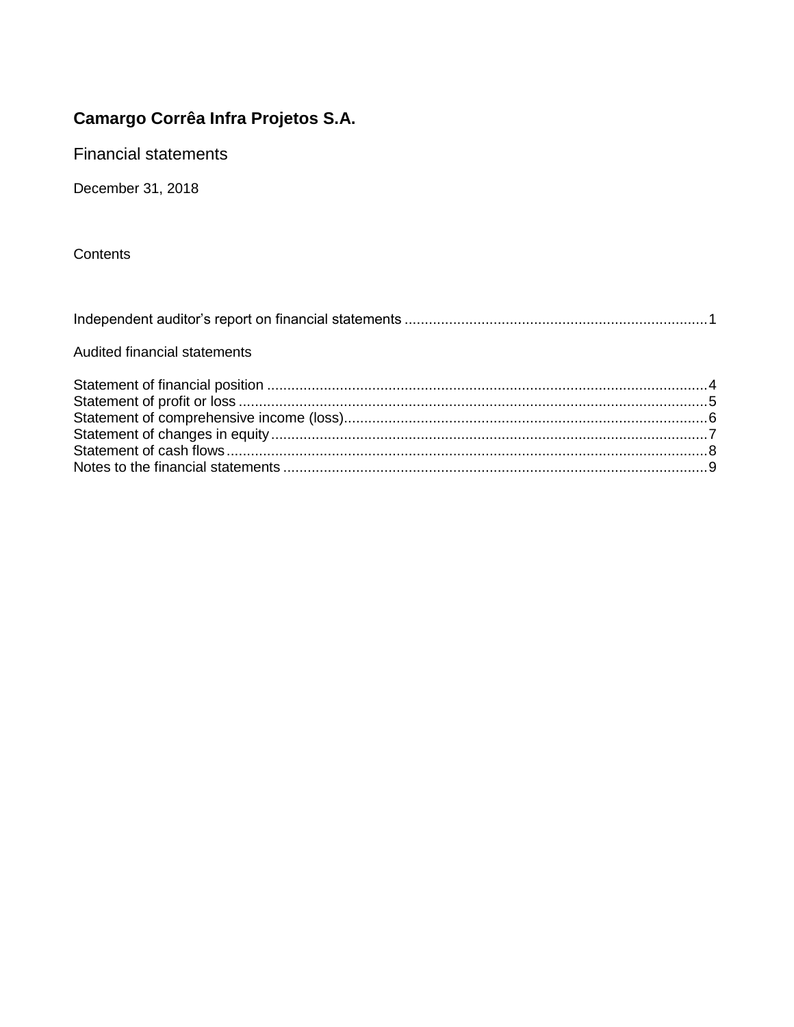# Camargo Corrêa Infra Projetos S.A.

## Financial statements

December 31, 2018

Contents

| | |
|---|---|
| Independent auditor’s report on financial statements | 1 |
| **Audited financial statements** | |
| Statement of financial position | 4 |
| Statement of profit or loss | 5 |
| Statement of comprehensive income (loss) | 6 |
| Statement of changes in equity | 7 |
| Statement of cash flows | 8 |
| Notes to the financial statements | 9 |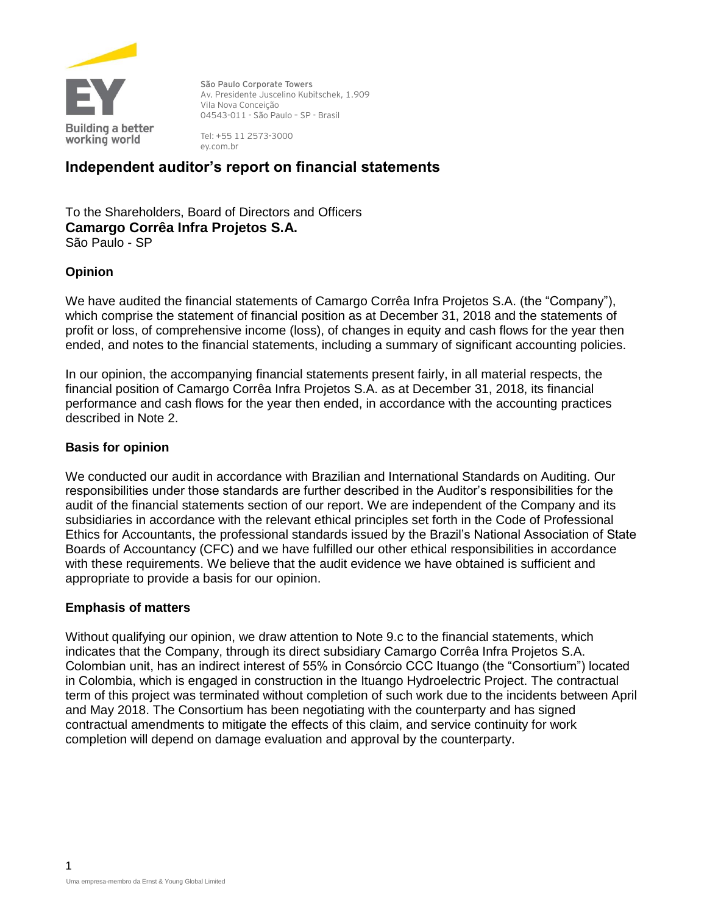São Paulo Corporate Towers
Av. Presidente Juscelino Kubitschek, 1.909
Vila Nova Conceição
04543-011 - São Paulo – SP - Brasil

Tel: +55 11 2573-3000
ey.com.br

# Independent auditor's report on financial statements

To the Shareholders, Board of Directors and Officers
**Camargo Corrêa Infra Projetos S.A.**
São Paulo - SP

## Opinion

We have audited the financial statements of Camargo Corrêa Infra Projetos S.A. (the "Company"), which comprise the statement of financial position as at December 31, 2018 and the statements of profit or loss, of comprehensive income (loss), of changes in equity and cash flows for the year then ended, and notes to the financial statements, including a summary of significant accounting policies.

In our opinion, the accompanying financial statements present fairly, in all material respects, the financial position of Camargo Corrêa Infra Projetos S.A. as at December 31, 2018, its financial performance and cash flows for the year then ended, in accordance with the accounting practices described in Note 2.

## Basis for opinion

We conducted our audit in accordance with Brazilian and International Standards on Auditing. Our responsibilities under those standards are further described in the Auditor's responsibilities for the audit of the financial statements section of our report. We are independent of the Company and its subsidiaries in accordance with the relevant ethical principles set forth in the Code of Professional Ethics for Accountants, the professional standards issued by the Brazil's National Association of State Boards of Accountancy (CFC) and we have fulfilled our other ethical responsibilities in accordance with these requirements. We believe that the audit evidence we have obtained is sufficient and appropriate to provide a basis for our opinion.

## Emphasis of matters

Without qualifying our opinion, we draw attention to Note 9.c to the financial statements, which indicates that the Company, through its direct subsidiary Camargo Corrêa Infra Projetos S.A. Colombian unit, has an indirect interest of 55% in Consórcio CCC Ituango (the "Consortium") located in Colombia, which is engaged in construction in the Ituango Hydroelectric Project. The contractual term of this project was terminated without completion of such work due to the incidents between April and May 2018. The Consortium has been negotiating with the counterparty and has signed contractual amendments to mitigate the effects of this claim, and service continuity for work completion will depend on damage evaluation and approval by the counterparty.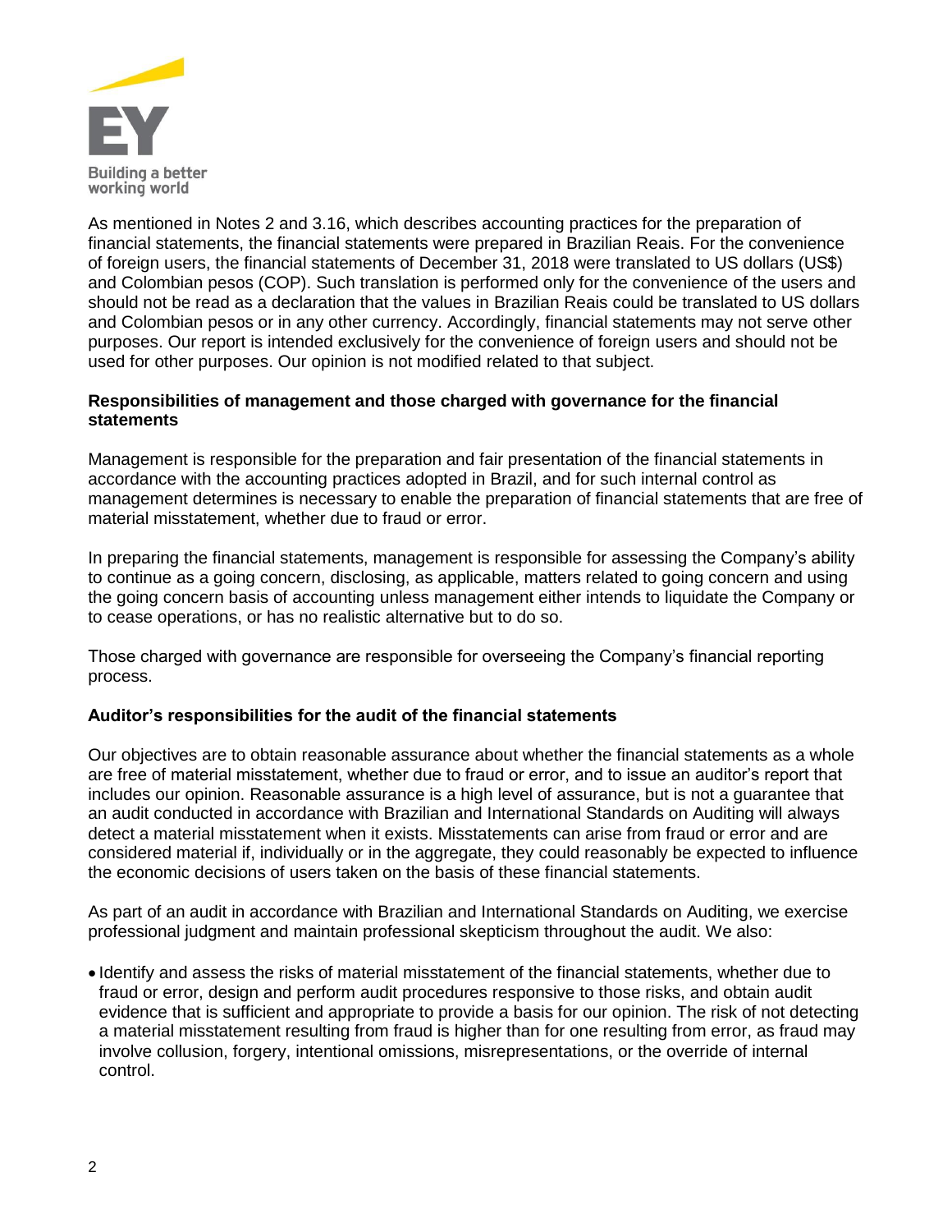As mentioned in Notes 2 and 3.16, which describes accounting practices for the preparation of financial statements, the financial statements were prepared in Brazilian Reais. For the convenience of foreign users, the financial statements of December 31, 2018 were translated to US dollars (US$) and Colombian pesos (COP). Such translation is performed only for the convenience of the users and should not be read as a declaration that the values in Brazilian Reais could be translated to US dollars and Colombian pesos or in any other currency. Accordingly, financial statements may not serve other purposes. Our report is intended exclusively for the convenience of foreign users and should not be used for other purposes. Our opinion is not modified related to that subject.

### Responsibilities of management and those charged with governance for the financial statements

Management is responsible for the preparation and fair presentation of the financial statements in accordance with the accounting practices adopted in Brazil, and for such internal control as management determines is necessary to enable the preparation of financial statements that are free of material misstatement, whether due to fraud or error.

In preparing the financial statements, management is responsible for assessing the Company's ability to continue as a going concern, disclosing, as applicable, matters related to going concern and using the going concern basis of accounting unless management either intends to liquidate the Company or to cease operations, or has no realistic alternative but to do so.

Those charged with governance are responsible for overseeing the Company's financial reporting process.

### Auditor's responsibilities for the audit of the financial statements

Our objectives are to obtain reasonable assurance about whether the financial statements as a whole are free of material misstatement, whether due to fraud or error, and to issue an auditor's report that includes our opinion. Reasonable assurance is a high level of assurance, but is not a guarantee that an audit conducted in accordance with Brazilian and International Standards on Auditing will always detect a material misstatement when it exists. Misstatements can arise from fraud or error and are considered material if, individually or in the aggregate, they could reasonably be expected to influence the economic decisions of users taken on the basis of these financial statements.

As part of an audit in accordance with Brazilian and International Standards on Auditing, we exercise professional judgment and maintain professional skepticism throughout the audit. We also:

- Identify and assess the risks of material misstatement of the financial statements, whether due to fraud or error, design and perform audit procedures responsive to those risks, and obtain audit evidence that is sufficient and appropriate to provide a basis for our opinion. The risk of not detecting a material misstatement resulting from fraud is higher than for one resulting from error, as fraud may involve collusion, forgery, intentional omissions, misrepresentations, or the override of internal control.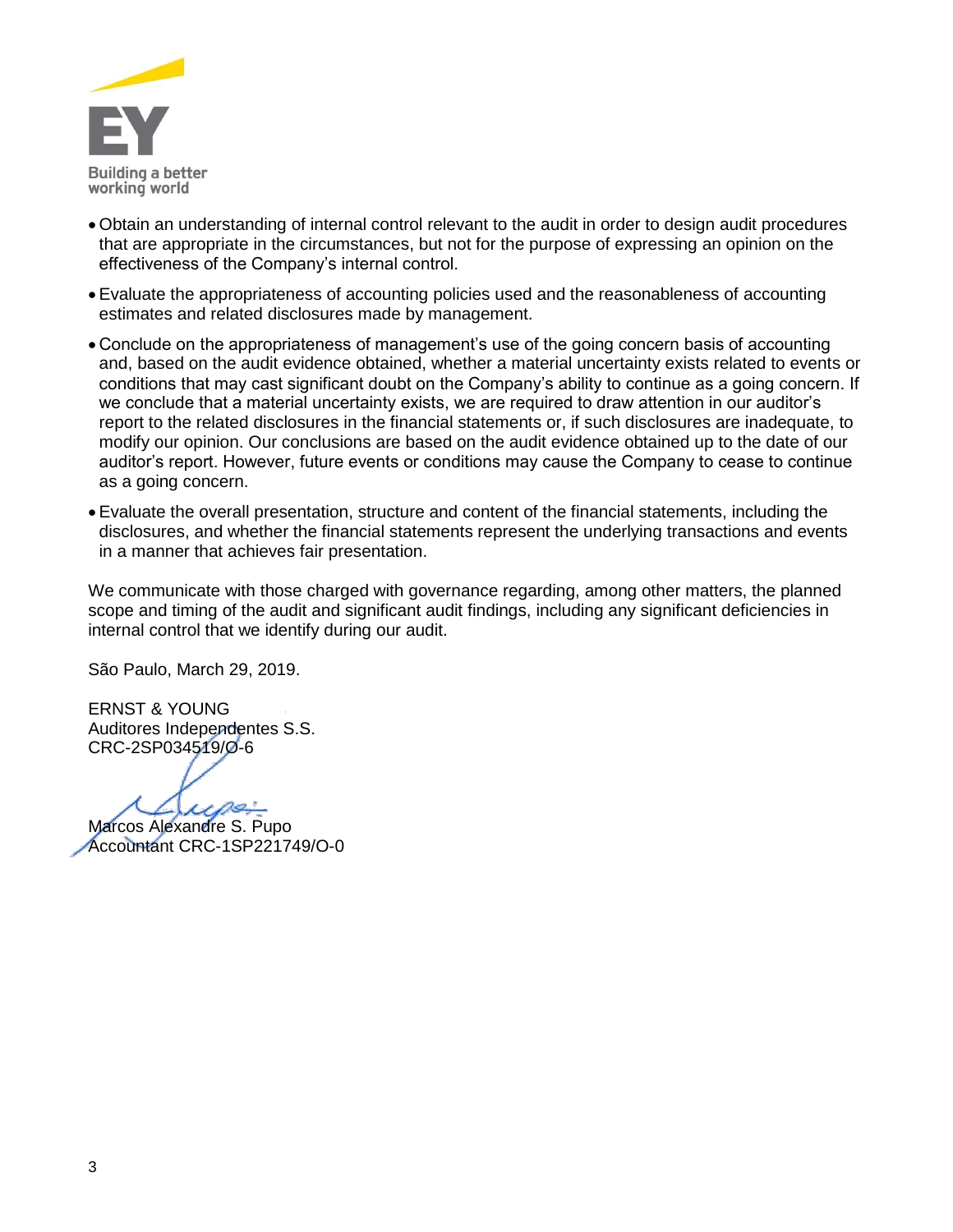- Obtain an understanding of internal control relevant to the audit in order to design audit procedures that are appropriate in the circumstances, but not for the purpose of expressing an opinion on the effectiveness of the Company's internal control.
- Evaluate the appropriateness of accounting policies used and the reasonableness of accounting estimates and related disclosures made by management.
- Conclude on the appropriateness of management's use of the going concern basis of accounting and, based on the audit evidence obtained, whether a material uncertainty exists related to events or conditions that may cast significant doubt on the Company's ability to continue as a going concern. If we conclude that a material uncertainty exists, we are required to draw attention in our auditor's report to the related disclosures in the financial statements or, if such disclosures are inadequate, to modify our opinion. Our conclusions are based on the audit evidence obtained up to the date of our auditor's report. However, future events or conditions may cause the Company to cease to continue as a going concern.
- Evaluate the overall presentation, structure and content of the financial statements, including the disclosures, and whether the financial statements represent the underlying transactions and events in a manner that achieves fair presentation.

We communicate with those charged with governance regarding, among other matters, the planned scope and timing of the audit and significant audit findings, including any significant deficiencies in internal control that we identify during our audit.

São Paulo, March 29, 2019.

ERNST & YOUNG
Auditores Independentes S.S.
CRC-2SP034519/O-6

Marcos Alexandre S. Pupo
Accountant CRC-1SP221749/O-0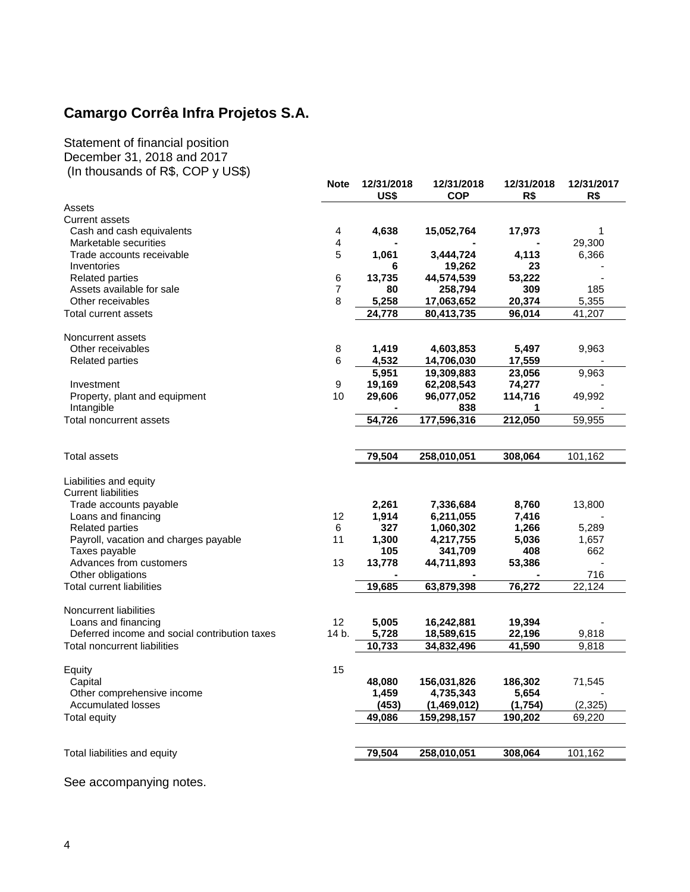# Camargo Corrêa Infra Projetos S.A.

Statement of financial position
December 31, 2018 and 2017
(In thousands of R$, COP y US$)

| | Note | 12/31/2018 US$ | 12/31/2018 COP | 12/31/2018 R$ | 12/31/2017 R$ |
|---|---|---|---|---|---|
| Assets | | | | | |
| Current assets | | | | | |
| Cash and cash equivalents | 4 | **4,638** | **15,052,764** | **17,973** | 1 |
| Marketable securities | 4 | **-** | **-** | **-** | 29,300 |
| Trade accounts receivable | 5 | **1,061** | **3,444,724** | **4,113** | 6,366 |
| Inventories | | **6** | **19,262** | **23** | - |
| Related parties | 6 | **13,735** | **44,574,539** | **53,222** | - |
| Assets available for sale | 7 | **80** | **258,794** | **309** | 185 |
| Other receivables | 8 | **5,258** | **17,063,652** | **20,374** | 5,355 |
| Total current assets | | **24,778** | **80,413,735** | **96,014** | 41,207 |
| | | | | | |
| Noncurrent assets | | | | | |
| Other receivables | 8 | **1,419** | **4,603,853** | **5,497** | 9,963 |
| Related parties | 6 | **4,532** | **14,706,030** | **17,559** | - |
| | | **5,951** | **19,309,883** | **23,056** | 9,963 |
| Investment | 9 | **19,169** | **62,208,543** | **74,277** | - |
| Property, plant and equipment | 10 | **29,606** | **96,077,052** | **114,716** | 49,992 |
| Intangible | | **-** | **838** | **1** | - |
| Total noncurrent assets | | **54,726** | **177,596,316** | **212,050** | 59,955 |
| | | | | | |
| Total assets | | **79,504** | **258,010,051** | **308,064** | 101,162 |
| | | | | | |
| Liabilities and equity | | | | | |
| Current liabilities | | | | | |
| Trade accounts payable | | **2,261** | **7,336,684** | **8,760** | 13,800 |
| Loans and financing | 12 | **1,914** | **6,211,055** | **7,416** | - |
| Related parties | 6 | **327** | **1,060,302** | **1,266** | 5,289 |
| Payroll, vacation and charges payable | 11 | **1,300** | **4,217,755** | **5,036** | 1,657 |
| Taxes payable | | **105** | **341,709** | **408** | 662 |
| Advances from customers | 13 | **13,778** | **44,711,893** | **53,386** | - |
| Other obligations | | **-** | **-** | **-** | 716 |
| Total current liabilities | | **19,685** | **63,879,398** | **76,272** | 22,124 |
| | | | | | |
| Noncurrent liabilities | | | | | |
| Loans and financing | 12 | **5,005** | **16,242,881** | **19,394** | - |
| Deferred income and social contribution taxes | 14 b. | **5,728** | **18,589,615** | **22,196** | 9,818 |
| Total noncurrent liabilities | | **10,733** | **34,832,496** | **41,590** | 9,818 |
| | | | | | |
| Equity | 15 | | | | |
| Capital | | **48,080** | **156,031,826** | **186,302** | 71,545 |
| Other comprehensive income | | **1,459** | **4,735,343** | **5,654** | - |
| Accumulated losses | | **(453)** | **(1,469,012)** | **(1,754)** | (2,325) |
| Total equity | | **49,086** | **159,298,157** | **190,202** | 69,220 |
| | | | | | |
| Total liabilities and equity | | **79,504** | **258,010,051** | **308,064** | 101,162 |

See accompanying notes.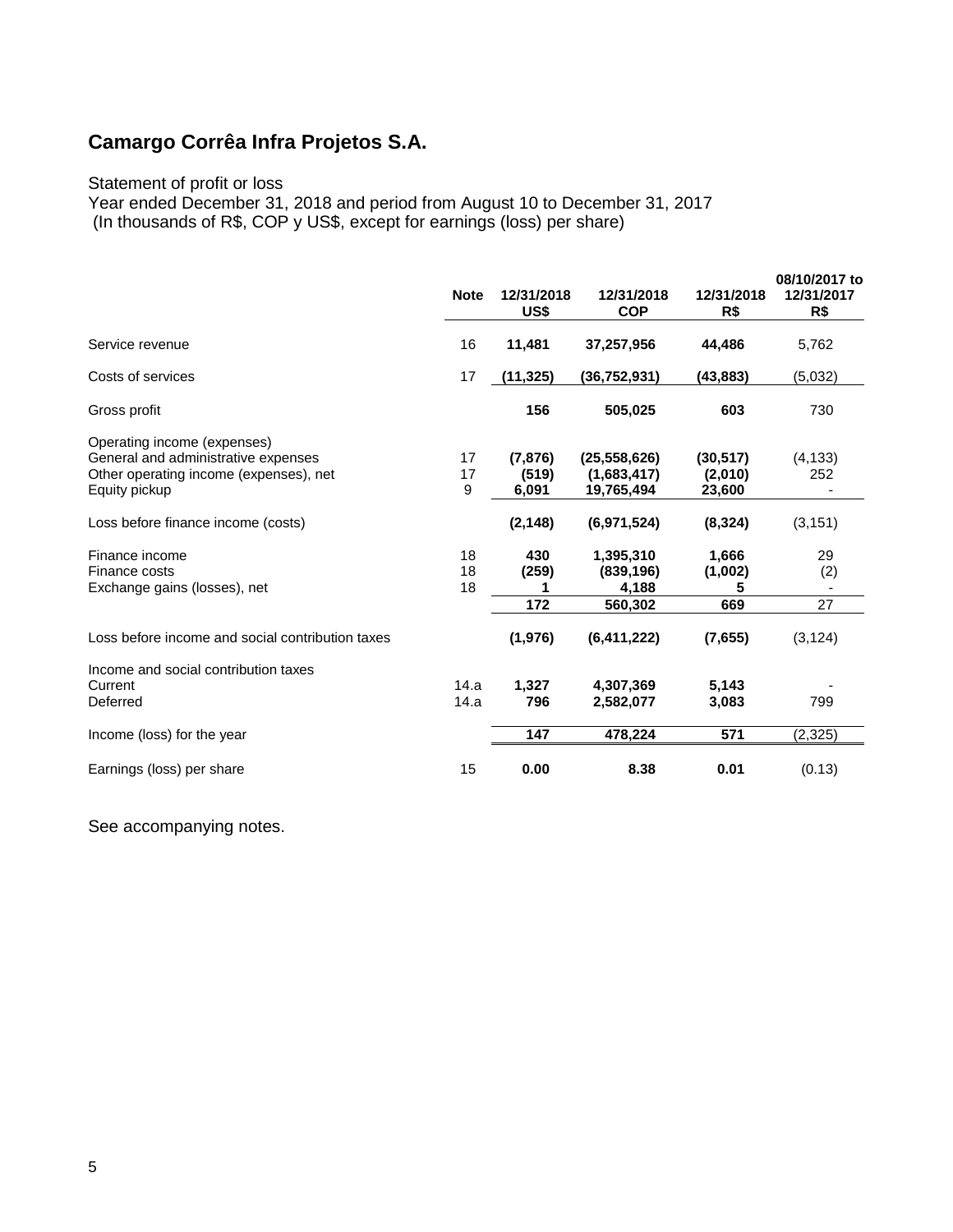# Camargo Corrêa Infra Projetos S.A.

Statement of profit or loss
Year ended December 31, 2018 and period from August 10 to December 31, 2017
(In thousands of R$, COP y US$, except for earnings (loss) per share)

| | Note | 12/31/2018 US$ | 12/31/2018 COP | 12/31/2018 R$ | 08/10/2017 to 12/31/2017 R$ |
|---|---|---|---|---|---|
| Service revenue | 16 | **11,481** | **37,257,956** | **44,486** | 5,762 |
| Costs of services | 17 | **(11,325)** | **(36,752,931)** | **(43,883)** | (5,032) |
| Gross profit | | **156** | **505,025** | **603** | 730 |
| Operating income (expenses) | | | | | |
| General and administrative expenses | 17 | **(7,876)** | **(25,558,626)** | **(30,517)** | (4,133) |
| Other operating income (expenses), net | 17 | **(519)** | **(1,683,417)** | **(2,010)** | 252 |
| Equity pickup | 9 | **6,091** | **19,765,494** | **23,600** | - |
| Loss before finance income (costs) | | **(2,148)** | **(6,971,524)** | **(8,324)** | (3,151) |
| Finance income | 18 | **430** | **1,395,310** | **1,666** | 29 |
| Finance costs | 18 | **(259)** | **(839,196)** | **(1,002)** | (2) |
| Exchange gains (losses), net | 18 | **1** | **4,188** | **5** | - |
| | | **172** | **560,302** | **669** | 27 |
| Loss before income and social contribution taxes | | **(1,976)** | **(6,411,222)** | **(7,655)** | (3,124) |
| Income and social contribution taxes | | | | | |
| Current | 14.a | **1,327** | **4,307,369** | **5,143** | - |
| Deferred | 14.a | **796** | **2,582,077** | **3,083** | 799 |
| Income (loss) for the year | | **147** | **478,224** | **571** | (2,325) |
| Earnings (loss) per share | 15 | **0.00** | **8.38** | **0.01** | (0.13) |

See accompanying notes.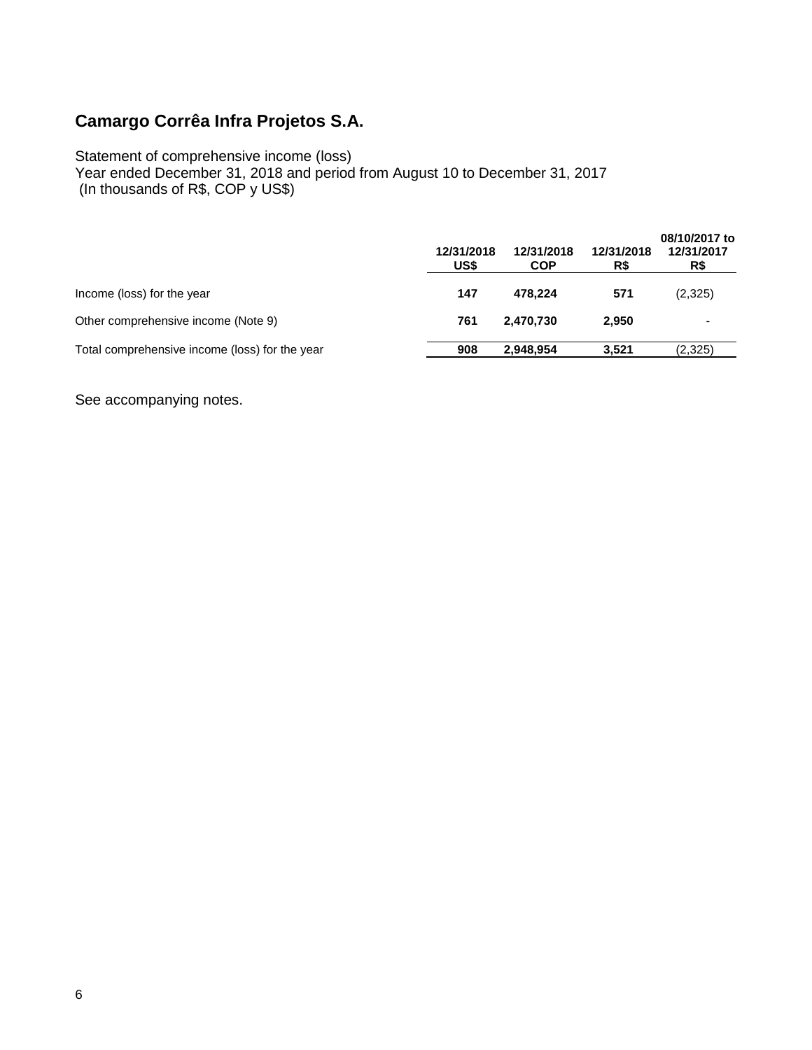## Camargo Corrêa Infra Projetos S.A.

Statement of comprehensive income (loss)
Year ended December 31, 2018 and period from August 10 to December 31, 2017
(In thousands of R$, COP y US$)

| | 12/31/2018 US$ | 12/31/2018 COP | 12/31/2018 R$ | 08/10/2017 to 12/31/2017 R$ |
|---|---|---|---|---|
| Income (loss) for the year | **147** | **478,224** | **571** | (2,325) |
| Other comprehensive income (Note 9) | **761** | **2,470,730** | **2,950** | - |
| Total comprehensive income (loss) for the year | **908** | **2,948,954** | **3,521** | (2,325) |

See accompanying notes.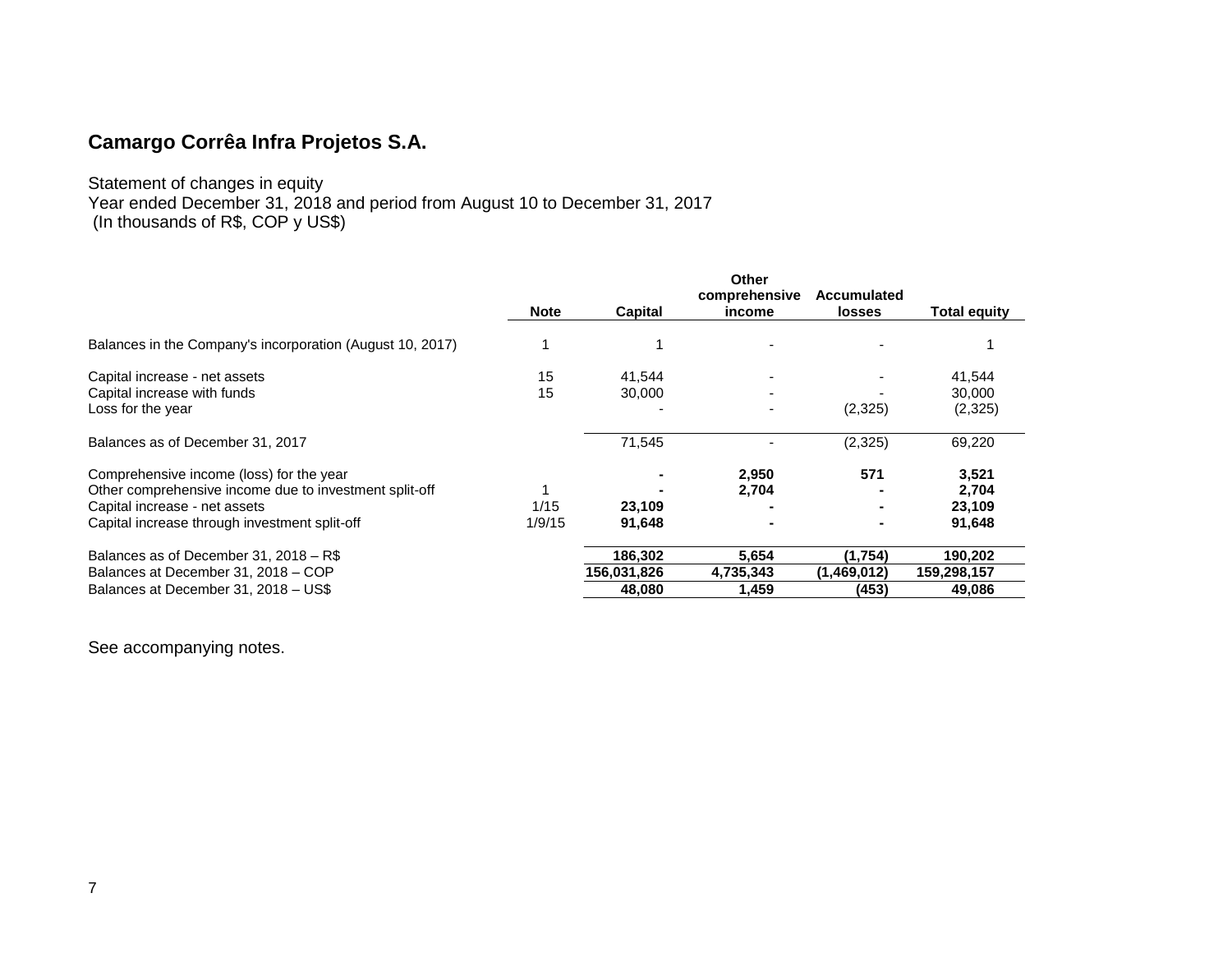## Camargo Corrêa Infra Projetos S.A.

Statement of changes in equity
Year ended December 31, 2018 and period from August 10 to December 31, 2017
(In thousands of R$, COP y US$)

| | Note | Capital | Other comprehensive income | Accumulated losses | Total equity |
|---|---|---|---|---|---|
| Balances in the Company's incorporation (August 10, 2017) | 1 | 1 | - | - | 1 |
| Capital increase - net assets | 15 | 41,544 | - | - | 41,544 |
| Capital increase with funds | 15 | 30,000 | - | - | 30,000 |
| Loss for the year | | - | - | (2,325) | (2,325) |
| Balances as of December 31, 2017 | | 71,545 | - | (2,325) | 69,220 |
| Comprehensive income (loss) for the year | | **-** | **2,950** | **571** | **3,521** |
| Other comprehensive income due to investment split-off | 1 | **-** | **2,704** | **-** | **2,704** |
| Capital increase - net assets | 1/15 | **23,109** | **-** | **-** | **23,109** |
| Capital increase through investment split-off | 1/9/15 | **91,648** | **-** | **-** | **91,648** |
| Balances as of December 31, 2018 – R$ | | **186,302** | **5,654** | **(1,754)** | **190,202** |
| Balances at December 31, 2018 – COP | | **156,031,826** | **4,735,343** | **(1,469,012)** | **159,298,157** |
| Balances at December 31, 2018 – US$ | | **48,080** | **1,459** | **(453)** | **49,086** |

See accompanying notes.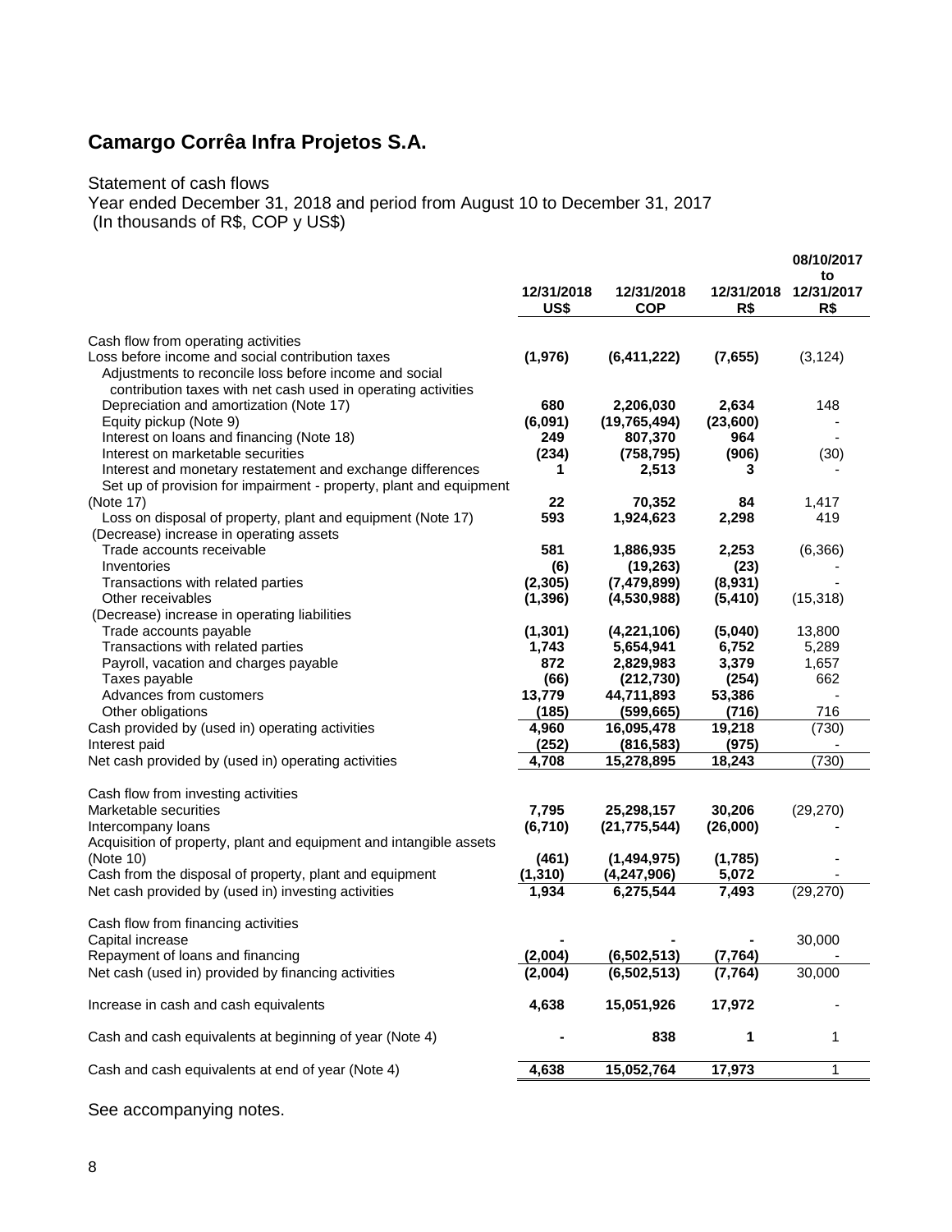# Camargo Corrêa Infra Projetos S.A.

Statement of cash flows
Year ended December 31, 2018 and period from August 10 to December 31, 2017
(In thousands of R$, COP y US$)

| | 12/31/2018 US$ | 12/31/2018 COP | 12/31/2018 R$ | 08/10/2017 to 12/31/2017 R$ |
|---|---|---|---|---|
| Cash flow from operating activities | | | | |
| Loss before income and social contribution taxes | **(1,976)** | **(6,411,222)** | **(7,655)** | (3,124) |
| Adjustments to reconcile loss before income and social contribution taxes with net cash used in operating activities | | | | |
| Depreciation and amortization (Note 17) | **680** | **2,206,030** | **2,634** | 148 |
| Equity pickup (Note 9) | **(6,091)** | **(19,765,494)** | **(23,600)** | - |
| Interest on loans and financing (Note 18) | **249** | **807,370** | **964** | - |
| Interest on marketable securities | **(234)** | **(758,795)** | **(906)** | (30) |
| Interest and monetary restatement and exchange differences | **1** | **2,513** | **3** | - |
| Set up of provision for impairment - property, plant and equipment (Note 17) | **22** | **70,352** | **84** | 1,417 |
| Loss on disposal of property, plant and equipment (Note 17) | **593** | **1,924,623** | **2,298** | 419 |
| (Decrease) increase in operating assets | | | | |
| Trade accounts receivable | **581** | **1,886,935** | **2,253** | (6,366) |
| Inventories | **(6)** | **(19,263)** | **(23)** | - |
| Transactions with related parties | **(2,305)** | **(7,479,899)** | **(8,931)** | - |
| Other receivables | **(1,396)** | **(4,530,988)** | **(5,410)** | (15,318) |
| (Decrease) increase in operating liabilities | | | | |
| Trade accounts payable | **(1,301)** | **(4,221,106)** | **(5,040)** | 13,800 |
| Transactions with related parties | **1,743** | **5,654,941** | **6,752** | 5,289 |
| Payroll, vacation and charges payable | **872** | **2,829,983** | **3,379** | 1,657 |
| Taxes payable | **(66)** | **(212,730)** | **(254)** | 662 |
| Advances from customers | **13,779** | **44,711,893** | **53,386** | - |
| Other obligations | **(185)** | **(599,665)** | **(716)** | 716 |
| Cash provided by (used in) operating activities | **4,960** | **16,095,478** | **19,218** | (730) |
| Interest paid | **(252)** | **(816,583)** | **(975)** | - |
| Net cash provided by (used in) operating activities | **4,708** | **15,278,895** | **18,243** | (730) |
| | | | | |
| Cash flow from investing activities | | | | |
| Marketable securities | **7,795** | **25,298,157** | **30,206** | (29,270) |
| Intercompany loans | **(6,710)** | **(21,775,544)** | **(26,000)** | - |
| Acquisition of property, plant and equipment and intangible assets (Note 10) | **(461)** | **(1,494,975)** | **(1,785)** | - |
| Cash from the disposal of property, plant and equipment | **(1,310)** | **(4,247,906)** | **5,072** | - |
| Net cash provided by (used in) investing activities | **1,934** | **6,275,544** | **7,493** | (29,270) |
| | | | | |
| Cash flow from financing activities | | | | |
| Capital increase | **-** | **-** | **-** | 30,000 |
| Repayment of loans and financing | **(2,004)** | **(6,502,513)** | **(7,764)** | - |
| Net cash (used in) provided by financing activities | **(2,004)** | **(6,502,513)** | **(7,764)** | 30,000 |
| | | | | |
| Increase in cash and cash equivalents | **4,638** | **15,051,926** | **17,972** | - |
| | | | | |
| Cash and cash equivalents at beginning of year (Note 4) | **-** | **838** | **1** | 1 |
| | | | | |
| Cash and cash equivalents at end of year (Note 4) | **4,638** | **15,052,764** | **17,973** | 1 |

See accompanying notes.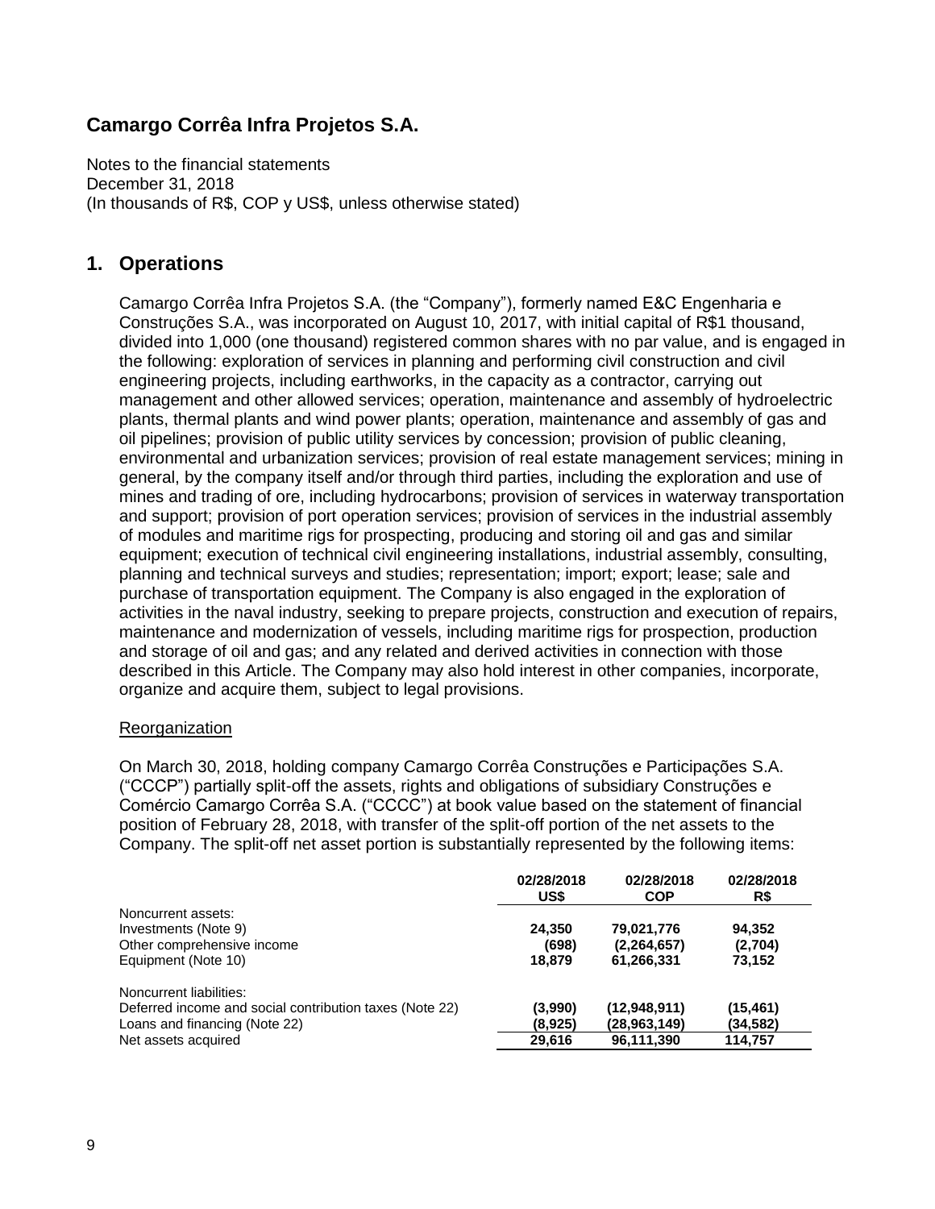## Camargo Corrêa Infra Projetos S.A.

Notes to the financial statements
December 31, 2018
(In thousands of R$, COP y US$, unless otherwise stated)

## 1. Operations

Camargo Corrêa Infra Projetos S.A. (the "Company"), formerly named E&C Engenharia e Construções S.A., was incorporated on August 10, 2017, with initial capital of R$1 thousand, divided into 1,000 (one thousand) registered common shares with no par value, and is engaged in the following: exploration of services in planning and performing civil construction and civil engineering projects, including earthworks, in the capacity as a contractor, carrying out management and other allowed services; operation, maintenance and assembly of hydroelectric plants, thermal plants and wind power plants; operation, maintenance and assembly of gas and oil pipelines; provision of public utility services by concession; provision of public cleaning, environmental and urbanization services; provision of real estate management services; mining in general, by the company itself and/or through third parties, including the exploration and use of mines and trading of ore, including hydrocarbons; provision of services in waterway transportation and support; provision of port operation services; provision of services in the industrial assembly of modules and maritime rigs for prospecting, producing and storing oil and gas and similar equipment; execution of technical civil engineering installations, industrial assembly, consulting, planning and technical surveys and studies; representation; import; export; lease; sale and purchase of transportation equipment. The Company is also engaged in the exploration of activities in the naval industry, seeking to prepare projects, construction and execution of repairs, maintenance and modernization of vessels, including maritime rigs for prospection, production and storage of oil and gas; and any related and derived activities in connection with those described in this Article. The Company may also hold interest in other companies, incorporate, organize and acquire them, subject to legal provisions.

<u>Reorganization</u>

On March 30, 2018, holding company Camargo Corrêa Construções e Participações S.A. ("CCCP") partially split-off the assets, rights and obligations of subsidiary Construções e Comércio Camargo Corrêa S.A. ("CCCC") at book value based on the statement of financial position of February 28, 2018, with transfer of the split-off portion of the net assets to the Company. The split-off net asset portion is substantially represented by the following items:

| | 02/28/2018 US$ | 02/28/2018 COP | 02/28/2018 R$ |
|---|---|---|---|
| Noncurrent assets: | | | |
| Investments (Note 9) | **24,350** | **79,021,776** | **94,352** |
| Other comprehensive income | **(698)** | **(2,264,657)** | **(2,704)** |
| Equipment (Note 10) | **18,879** | **61,266,331** | **73,152** |
| Noncurrent liabilities: | | | |
| Deferred income and social contribution taxes (Note 22) | **(3,990)** | **(12,948,911)** | **(15,461)** |
| Loans and financing (Note 22) | **(8,925)** | **(28,963,149)** | **(34,582)** |
| Net assets acquired | **29,616** | **96,111,390** | **114,757** |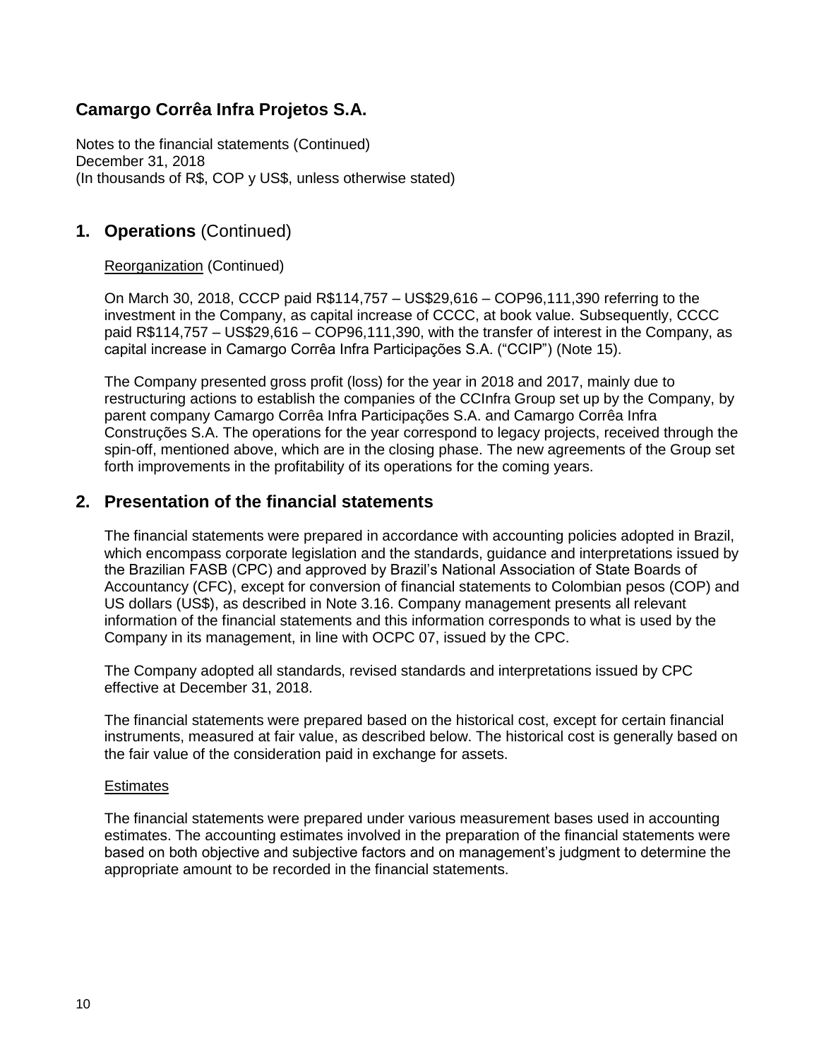# Camargo Corrêa Infra Projetos S.A.

Notes to the financial statements (Continued)
December 31, 2018
(In thousands of R$, COP y US$, unless otherwise stated)

## 1. Operations (Continued)

Reorganization (Continued)

On March 30, 2018, CCCP paid R$114,757 – US$29,616 – COP96,111,390 referring to the investment in the Company, as capital increase of CCCC, at book value. Subsequently, CCCC paid R$114,757 – US$29,616 – COP96,111,390, with the transfer of interest in the Company, as capital increase in Camargo Corrêa Infra Participações S.A. ("CCIP") (Note 15).

The Company presented gross profit (loss) for the year in 2018 and 2017, mainly due to restructuring actions to establish the companies of the CCInfra Group set up by the Company, by parent company Camargo Corrêa Infra Participações S.A. and Camargo Corrêa Infra Construções S.A. The operations for the year correspond to legacy projects, received through the spin-off, mentioned above, which are in the closing phase. The new agreements of the Group set forth improvements in the profitability of its operations for the coming years.

## 2. Presentation of the financial statements

The financial statements were prepared in accordance with accounting policies adopted in Brazil, which encompass corporate legislation and the standards, guidance and interpretations issued by the Brazilian FASB (CPC) and approved by Brazil's National Association of State Boards of Accountancy (CFC), except for conversion of financial statements to Colombian pesos (COP) and US dollars (US$), as described in Note 3.16. Company management presents all relevant information of the financial statements and this information corresponds to what is used by the Company in its management, in line with OCPC 07, issued by the CPC.

The Company adopted all standards, revised standards and interpretations issued by CPC effective at December 31, 2018.

The financial statements were prepared based on the historical cost, except for certain financial instruments, measured at fair value, as described below. The historical cost is generally based on the fair value of the consideration paid in exchange for assets.

Estimates

The financial statements were prepared under various measurement bases used in accounting estimates. The accounting estimates involved in the preparation of the financial statements were based on both objective and subjective factors and on management's judgment to determine the appropriate amount to be recorded in the financial statements.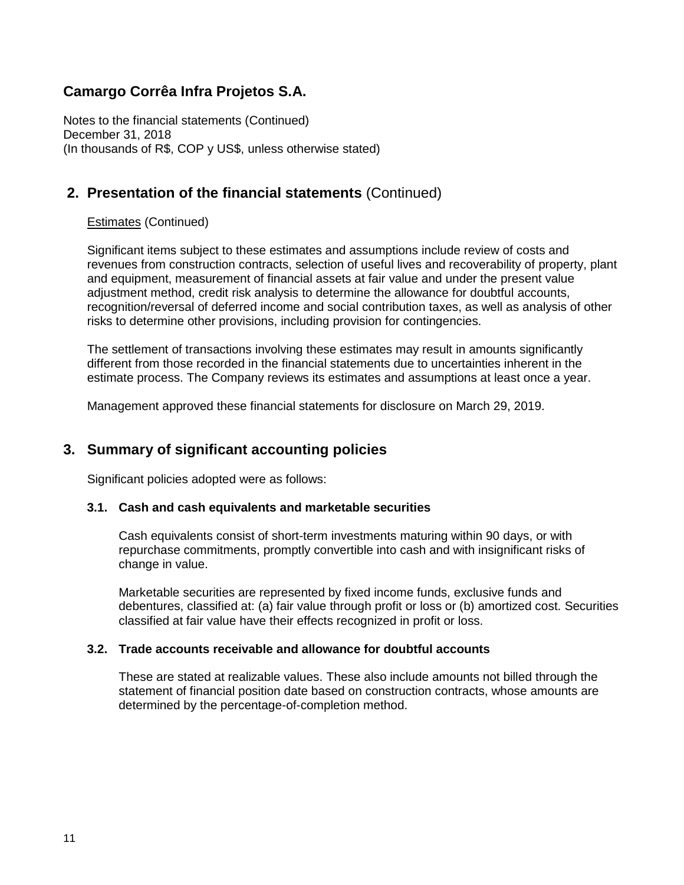## 2. Presentation of the financial statements (Continued)

Estimates (Continued)

Significant items subject to these estimates and assumptions include review of costs and revenues from construction contracts, selection of useful lives and recoverability of property, plant and equipment, measurement of financial assets at fair value and under the present value adjustment method, credit risk analysis to determine the allowance for doubtful accounts, recognition/reversal of deferred income and social contribution taxes, as well as analysis of other risks to determine other provisions, including provision for contingencies.

The settlement of transactions involving these estimates may result in amounts significantly different from those recorded in the financial statements due to uncertainties inherent in the estimate process. The Company reviews its estimates and assumptions at least once a year.

Management approved these financial statements for disclosure on March 29, 2019.

## 3. Summary of significant accounting policies

Significant policies adopted were as follows:

### 3.1. Cash and cash equivalents and marketable securities

Cash equivalents consist of short-term investments maturing within 90 days, or with repurchase commitments, promptly convertible into cash and with insignificant risks of change in value.

Marketable securities are represented by fixed income funds, exclusive funds and debentures, classified at: (a) fair value through profit or loss or (b) amortized cost. Securities classified at fair value have their effects recognized in profit or loss.

### 3.2. Trade accounts receivable and allowance for doubtful accounts

These are stated at realizable values. These also include amounts not billed through the statement of financial position date based on construction contracts, whose amounts are determined by the percentage-of-completion method.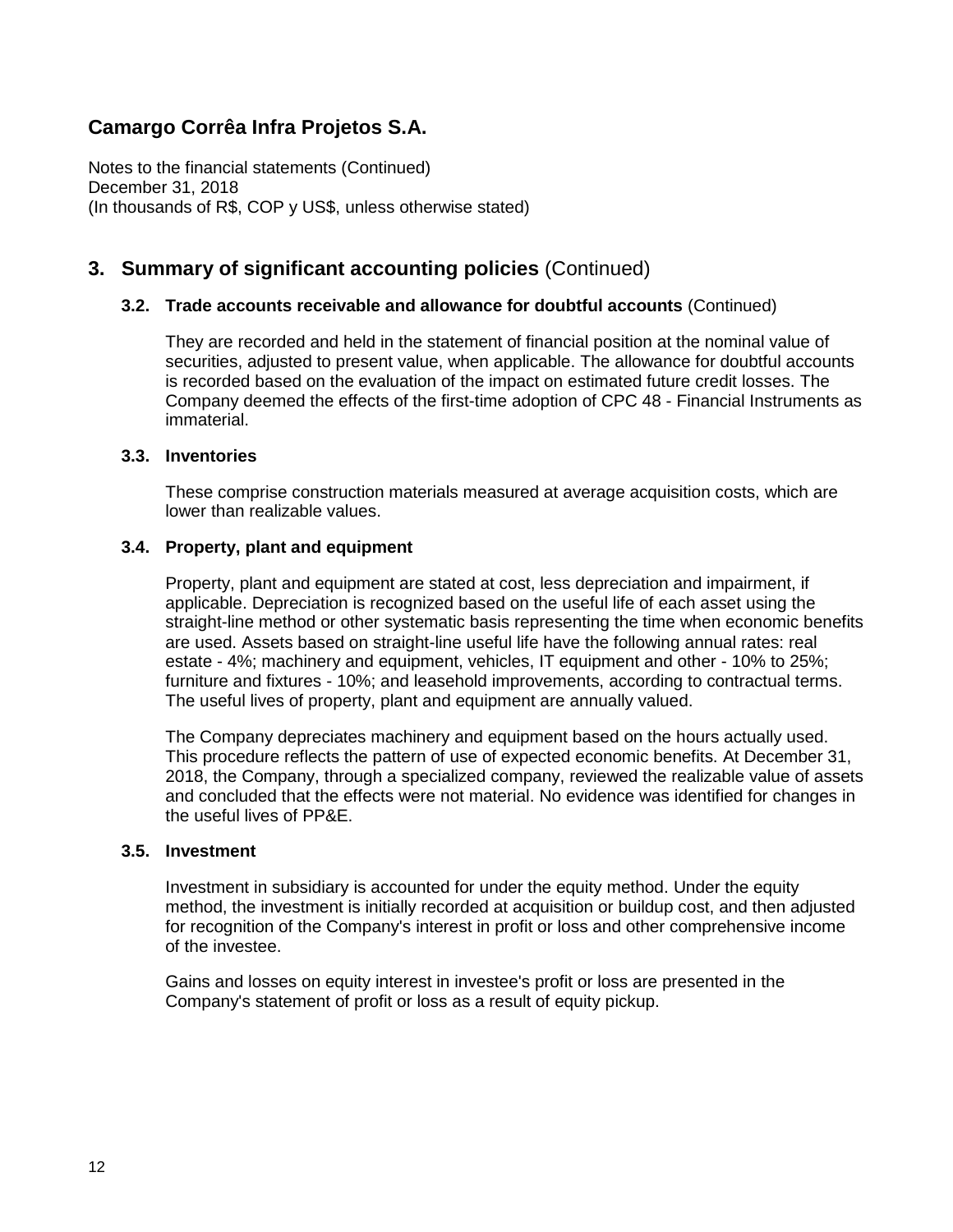# Camargo Corrêa Infra Projetos S.A.

Notes to the financial statements (Continued)
December 31, 2018
(In thousands of R$, COP y US$, unless otherwise stated)

## 3. Summary of significant accounting policies (Continued)

### 3.2. Trade accounts receivable and allowance for doubtful accounts (Continued)

They are recorded and held in the statement of financial position at the nominal value of securities, adjusted to present value, when applicable. The allowance for doubtful accounts is recorded based on the evaluation of the impact on estimated future credit losses. The Company deemed the effects of the first-time adoption of CPC 48 - Financial Instruments as immaterial.

### 3.3. Inventories

These comprise construction materials measured at average acquisition costs, which are lower than realizable values.

### 3.4. Property, plant and equipment

Property, plant and equipment are stated at cost, less depreciation and impairment, if applicable. Depreciation is recognized based on the useful life of each asset using the straight-line method or other systematic basis representing the time when economic benefits are used. Assets based on straight-line useful life have the following annual rates: real estate - 4%; machinery and equipment, vehicles, IT equipment and other - 10% to 25%; furniture and fixtures - 10%; and leasehold improvements, according to contractual terms. The useful lives of property, plant and equipment are annually valued.

The Company depreciates machinery and equipment based on the hours actually used. This procedure reflects the pattern of use of expected economic benefits. At December 31, 2018, the Company, through a specialized company, reviewed the realizable value of assets and concluded that the effects were not material. No evidence was identified for changes in the useful lives of PP&E.

### 3.5. Investment

Investment in subsidiary is accounted for under the equity method. Under the equity method, the investment is initially recorded at acquisition or buildup cost, and then adjusted for recognition of the Company's interest in profit or loss and other comprehensive income of the investee.

Gains and losses on equity interest in investee's profit or loss are presented in the Company's statement of profit or loss as a result of equity pickup.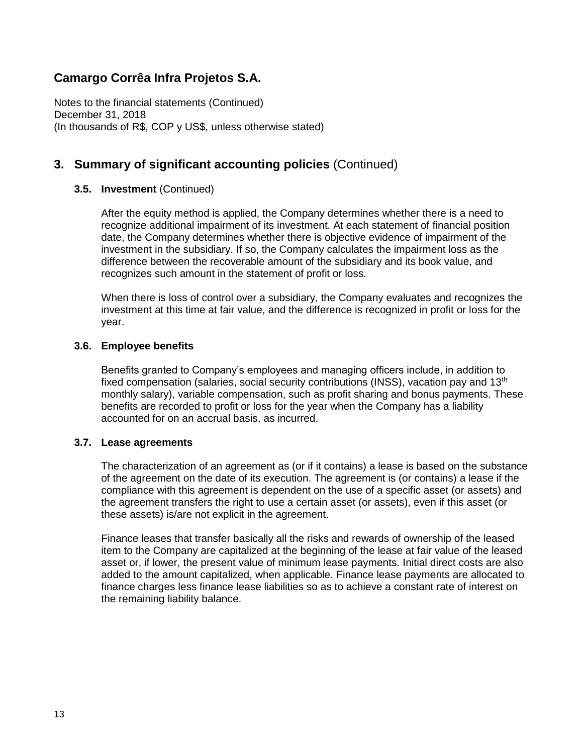# Camargo Corrêa Infra Projetos S.A.

Notes to the financial statements (Continued)
December 31, 2018
(In thousands of R$, COP y US$, unless otherwise stated)

## 3. Summary of significant accounting policies (Continued)

### 3.5. Investment (Continued)

After the equity method is applied, the Company determines whether there is a need to recognize additional impairment of its investment. At each statement of financial position date, the Company determines whether there is objective evidence of impairment of the investment in the subsidiary. If so, the Company calculates the impairment loss as the difference between the recoverable amount of the subsidiary and its book value, and recognizes such amount in the statement of profit or loss.

When there is loss of control over a subsidiary, the Company evaluates and recognizes the investment at this time at fair value, and the difference is recognized in profit or loss for the year.

### 3.6. Employee benefits

Benefits granted to Company's employees and managing officers include, in addition to fixed compensation (salaries, social security contributions (INSS), vacation pay and 13th monthly salary), variable compensation, such as profit sharing and bonus payments. These benefits are recorded to profit or loss for the year when the Company has a liability accounted for on an accrual basis, as incurred.

### 3.7. Lease agreements

The characterization of an agreement as (or if it contains) a lease is based on the substance of the agreement on the date of its execution. The agreement is (or contains) a lease if the compliance with this agreement is dependent on the use of a specific asset (or assets) and the agreement transfers the right to use a certain asset (or assets), even if this asset (or these assets) is/are not explicit in the agreement.

Finance leases that transfer basically all the risks and rewards of ownership of the leased item to the Company are capitalized at the beginning of the lease at fair value of the leased asset or, if lower, the present value of minimum lease payments. Initial direct costs are also added to the amount capitalized, when applicable. Finance lease payments are allocated to finance charges less finance lease liabilities so as to achieve a constant rate of interest on the remaining liability balance.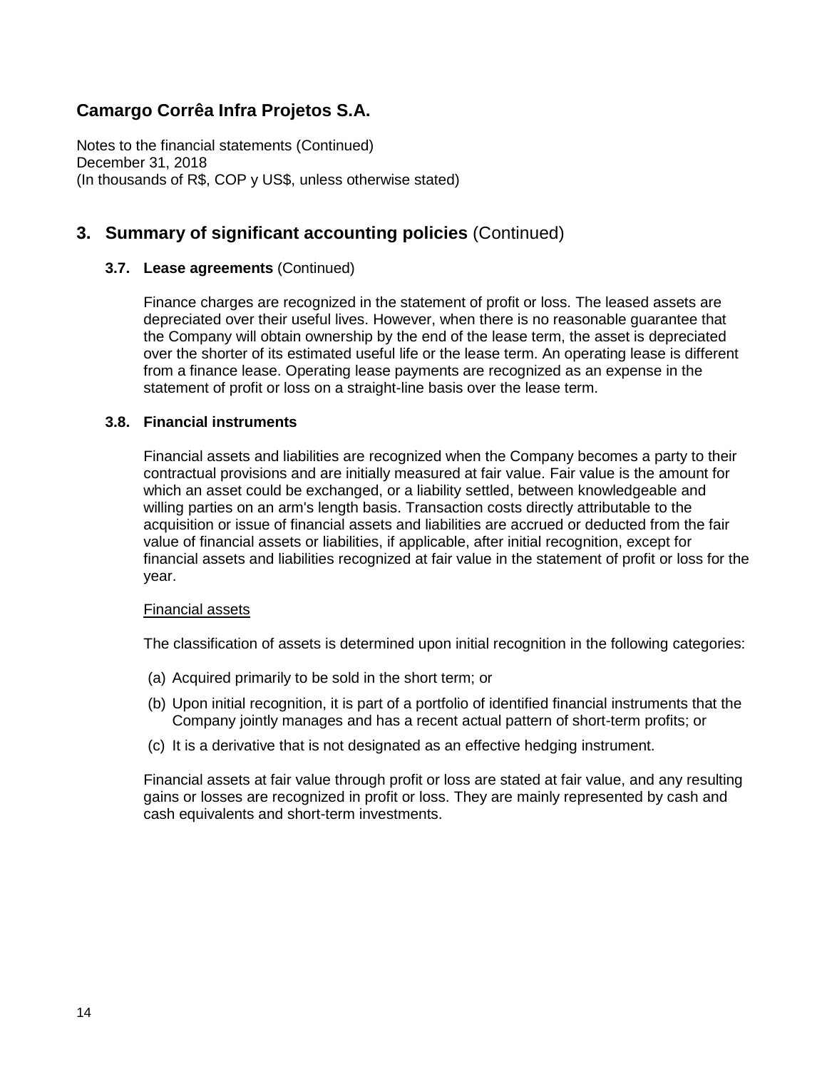# Camargo Corrêa Infra Projetos S.A.

Notes to the financial statements (Continued)
December 31, 2018
(In thousands of R$, COP y US$, unless otherwise stated)

## 3. Summary of significant accounting policies (Continued)

### 3.7. Lease agreements (Continued)

Finance charges are recognized in the statement of profit or loss. The leased assets are depreciated over their useful lives. However, when there is no reasonable guarantee that the Company will obtain ownership by the end of the lease term, the asset is depreciated over the shorter of its estimated useful life or the lease term. An operating lease is different from a finance lease. Operating lease payments are recognized as an expense in the statement of profit or loss on a straight-line basis over the lease term.

### 3.8. Financial instruments

Financial assets and liabilities are recognized when the Company becomes a party to their contractual provisions and are initially measured at fair value. Fair value is the amount for which an asset could be exchanged, or a liability settled, between knowledgeable and willing parties on an arm's length basis. Transaction costs directly attributable to the acquisition or issue of financial assets and liabilities are accrued or deducted from the fair value of financial assets or liabilities, if applicable, after initial recognition, except for financial assets and liabilities recognized at fair value in the statement of profit or loss for the year.

Financial assets

The classification of assets is determined upon initial recognition in the following categories:

(a) Acquired primarily to be sold in the short term; or

(b) Upon initial recognition, it is part of a portfolio of identified financial instruments that the Company jointly manages and has a recent actual pattern of short-term profits; or

(c) It is a derivative that is not designated as an effective hedging instrument.

Financial assets at fair value through profit or loss are stated at fair value, and any resulting gains or losses are recognized in profit or loss. They are mainly represented by cash and cash equivalents and short-term investments.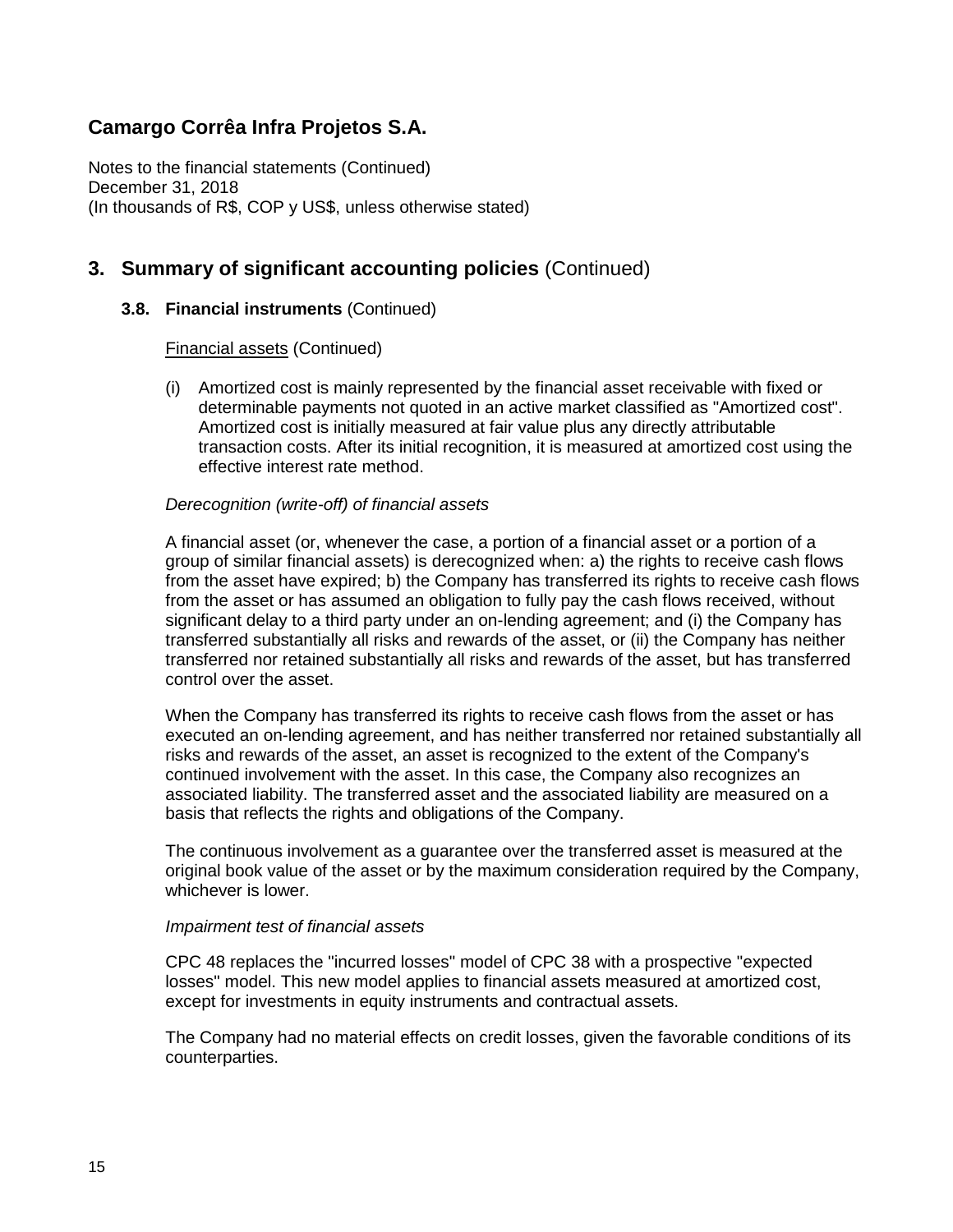# Camargo Corrêa Infra Projetos S.A.

Notes to the financial statements (Continued)
December 31, 2018
(In thousands of R$, COP y US$, unless otherwise stated)

## 3. Summary of significant accounting policies (Continued)

### 3.8. Financial instruments (Continued)

Financial assets (Continued)

(i) Amortized cost is mainly represented by the financial asset receivable with fixed or determinable payments not quoted in an active market classified as "Amortized cost". Amortized cost is initially measured at fair value plus any directly attributable transaction costs. After its initial recognition, it is measured at amortized cost using the effective interest rate method.

*Derecognition (write-off) of financial assets*

A financial asset (or, whenever the case, a portion of a financial asset or a portion of a group of similar financial assets) is derecognized when: a) the rights to receive cash flows from the asset have expired; b) the Company has transferred its rights to receive cash flows from the asset or has assumed an obligation to fully pay the cash flows received, without significant delay to a third party under an on-lending agreement; and (i) the Company has transferred substantially all risks and rewards of the asset, or (ii) the Company has neither transferred nor retained substantially all risks and rewards of the asset, but has transferred control over the asset.

When the Company has transferred its rights to receive cash flows from the asset or has executed an on-lending agreement, and has neither transferred nor retained substantially all risks and rewards of the asset, an asset is recognized to the extent of the Company's continued involvement with the asset. In this case, the Company also recognizes an associated liability. The transferred asset and the associated liability are measured on a basis that reflects the rights and obligations of the Company.

The continuous involvement as a guarantee over the transferred asset is measured at the original book value of the asset or by the maximum consideration required by the Company, whichever is lower.

*Impairment test of financial assets*

CPC 48 replaces the "incurred losses" model of CPC 38 with a prospective "expected losses" model. This new model applies to financial assets measured at amortized cost, except for investments in equity instruments and contractual assets.

The Company had no material effects on credit losses, given the favorable conditions of its counterparties.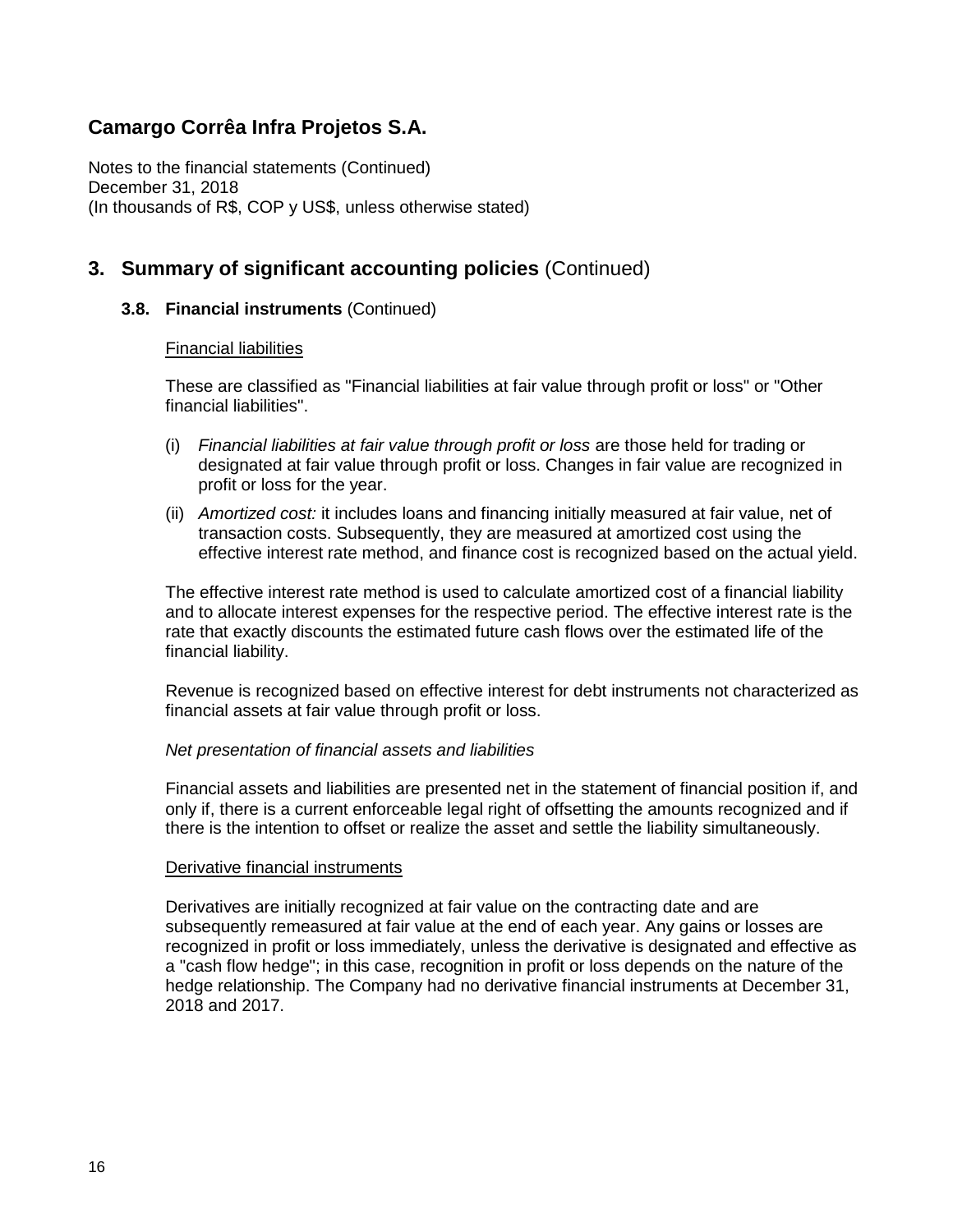## 3. Summary of significant accounting policies (Continued)

### 3.8. Financial instruments (Continued)

Financial liabilities

These are classified as "Financial liabilities at fair value through profit or loss" or "Other financial liabilities".

(i) *Financial liabilities at fair value through profit or loss* are those held for trading or designated at fair value through profit or loss. Changes in fair value are recognized in profit or loss for the year.

(ii) *Amortized cost:* it includes loans and financing initially measured at fair value, net of transaction costs. Subsequently, they are measured at amortized cost using the effective interest rate method, and finance cost is recognized based on the actual yield.

The effective interest rate method is used to calculate amortized cost of a financial liability and to allocate interest expenses for the respective period. The effective interest rate is the rate that exactly discounts the estimated future cash flows over the estimated life of the financial liability.

Revenue is recognized based on effective interest for debt instruments not characterized as financial assets at fair value through profit or loss.

*Net presentation of financial assets and liabilities*

Financial assets and liabilities are presented net in the statement of financial position if, and only if, there is a current enforceable legal right of offsetting the amounts recognized and if there is the intention to offset or realize the asset and settle the liability simultaneously.

Derivative financial instruments

Derivatives are initially recognized at fair value on the contracting date and are subsequently remeasured at fair value at the end of each year. Any gains or losses are recognized in profit or loss immediately, unless the derivative is designated and effective as a "cash flow hedge"; in this case, recognition in profit or loss depends on the nature of the hedge relationship. The Company had no derivative financial instruments at December 31, 2018 and 2017.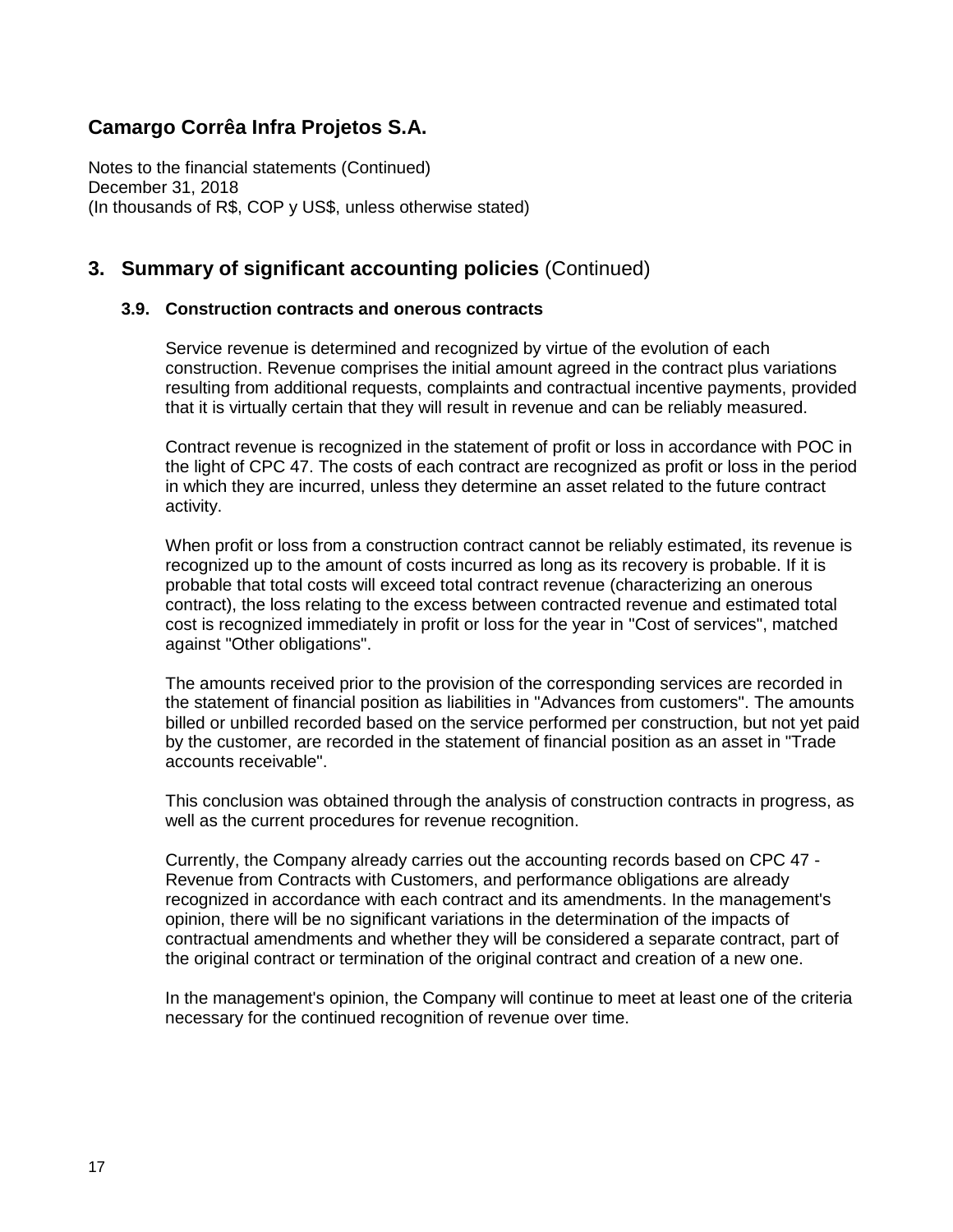## 3. Summary of significant accounting policies (Continued)

### 3.9. Construction contracts and onerous contracts

Service revenue is determined and recognized by virtue of the evolution of each construction. Revenue comprises the initial amount agreed in the contract plus variations resulting from additional requests, complaints and contractual incentive payments, provided that it is virtually certain that they will result in revenue and can be reliably measured.

Contract revenue is recognized in the statement of profit or loss in accordance with POC in the light of CPC 47. The costs of each contract are recognized as profit or loss in the period in which they are incurred, unless they determine an asset related to the future contract activity.

When profit or loss from a construction contract cannot be reliably estimated, its revenue is recognized up to the amount of costs incurred as long as its recovery is probable. If it is probable that total costs will exceed total contract revenue (characterizing an onerous contract), the loss relating to the excess between contracted revenue and estimated total cost is recognized immediately in profit or loss for the year in "Cost of services", matched against "Other obligations".

The amounts received prior to the provision of the corresponding services are recorded in the statement of financial position as liabilities in "Advances from customers". The amounts billed or unbilled recorded based on the service performed per construction, but not yet paid by the customer, are recorded in the statement of financial position as an asset in "Trade accounts receivable".

This conclusion was obtained through the analysis of construction contracts in progress, as well as the current procedures for revenue recognition.

Currently, the Company already carries out the accounting records based on CPC 47 - Revenue from Contracts with Customers, and performance obligations are already recognized in accordance with each contract and its amendments. In the management's opinion, there will be no significant variations in the determination of the impacts of contractual amendments and whether they will be considered a separate contract, part of the original contract or termination of the original contract and creation of a new one.

In the management's opinion, the Company will continue to meet at least one of the criteria necessary for the continued recognition of revenue over time.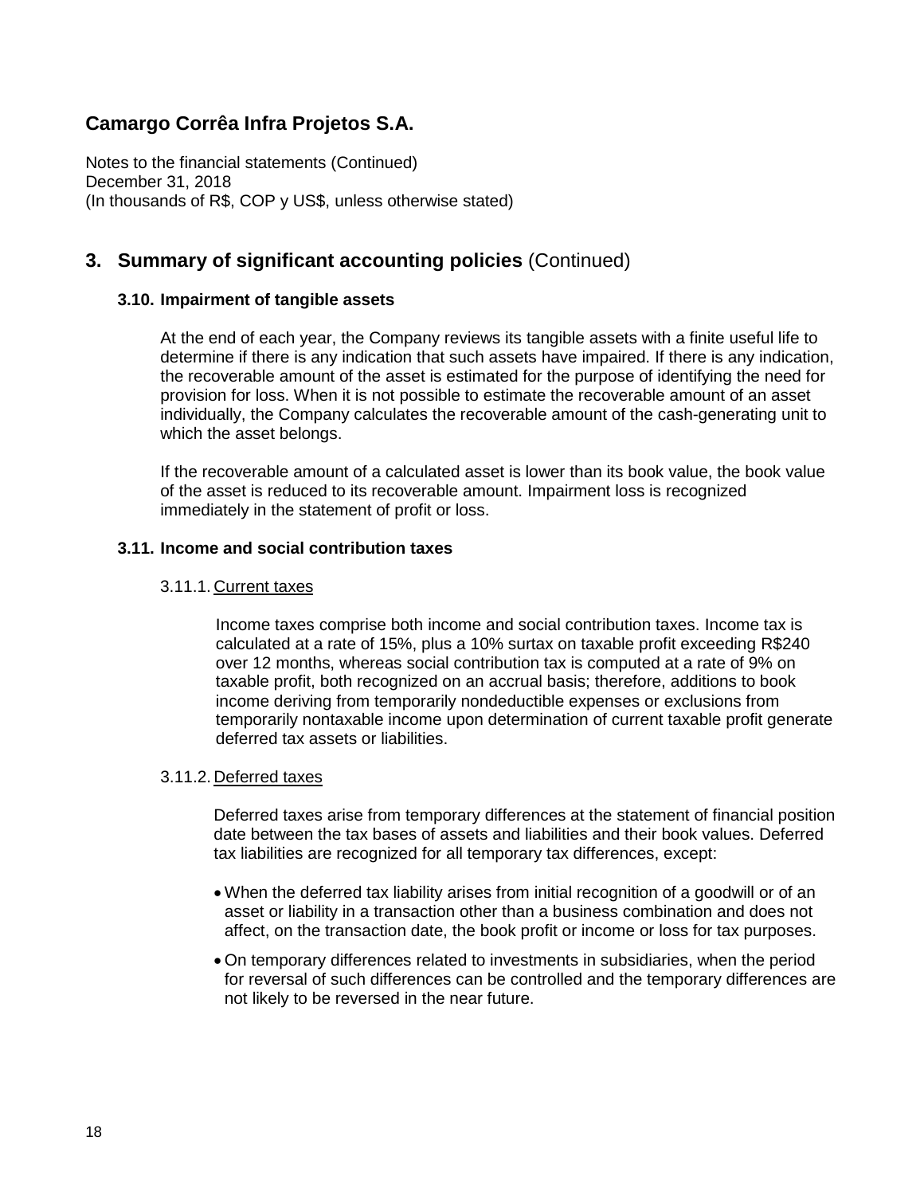# Camargo Corrêa Infra Projetos S.A.

Notes to the financial statements (Continued)
December 31, 2018
(In thousands of R$, COP y US$, unless otherwise stated)

## 3. Summary of significant accounting policies (Continued)

### 3.10. Impairment of tangible assets

At the end of each year, the Company reviews its tangible assets with a finite useful life to determine if there is any indication that such assets have impaired. If there is any indication, the recoverable amount of the asset is estimated for the purpose of identifying the need for provision for loss. When it is not possible to estimate the recoverable amount of an asset individually, the Company calculates the recoverable amount of the cash-generating unit to which the asset belongs.

If the recoverable amount of a calculated asset is lower than its book value, the book value of the asset is reduced to its recoverable amount. Impairment loss is recognized immediately in the statement of profit or loss.

### 3.11. Income and social contribution taxes

#### 3.11.1. Current taxes

Income taxes comprise both income and social contribution taxes. Income tax is calculated at a rate of 15%, plus a 10% surtax on taxable profit exceeding R$240 over 12 months, whereas social contribution tax is computed at a rate of 9% on taxable profit, both recognized on an accrual basis; therefore, additions to book income deriving from temporarily nondeductible expenses or exclusions from temporarily nontaxable income upon determination of current taxable profit generate deferred tax assets or liabilities.

#### 3.11.2. Deferred taxes

Deferred taxes arise from temporary differences at the statement of financial position date between the tax bases of assets and liabilities and their book values. Deferred tax liabilities are recognized for all temporary tax differences, except:

- When the deferred tax liability arises from initial recognition of a goodwill or of an asset or liability in a transaction other than a business combination and does not affect, on the transaction date, the book profit or income or loss for tax purposes.
- On temporary differences related to investments in subsidiaries, when the period for reversal of such differences can be controlled and the temporary differences are not likely to be reversed in the near future.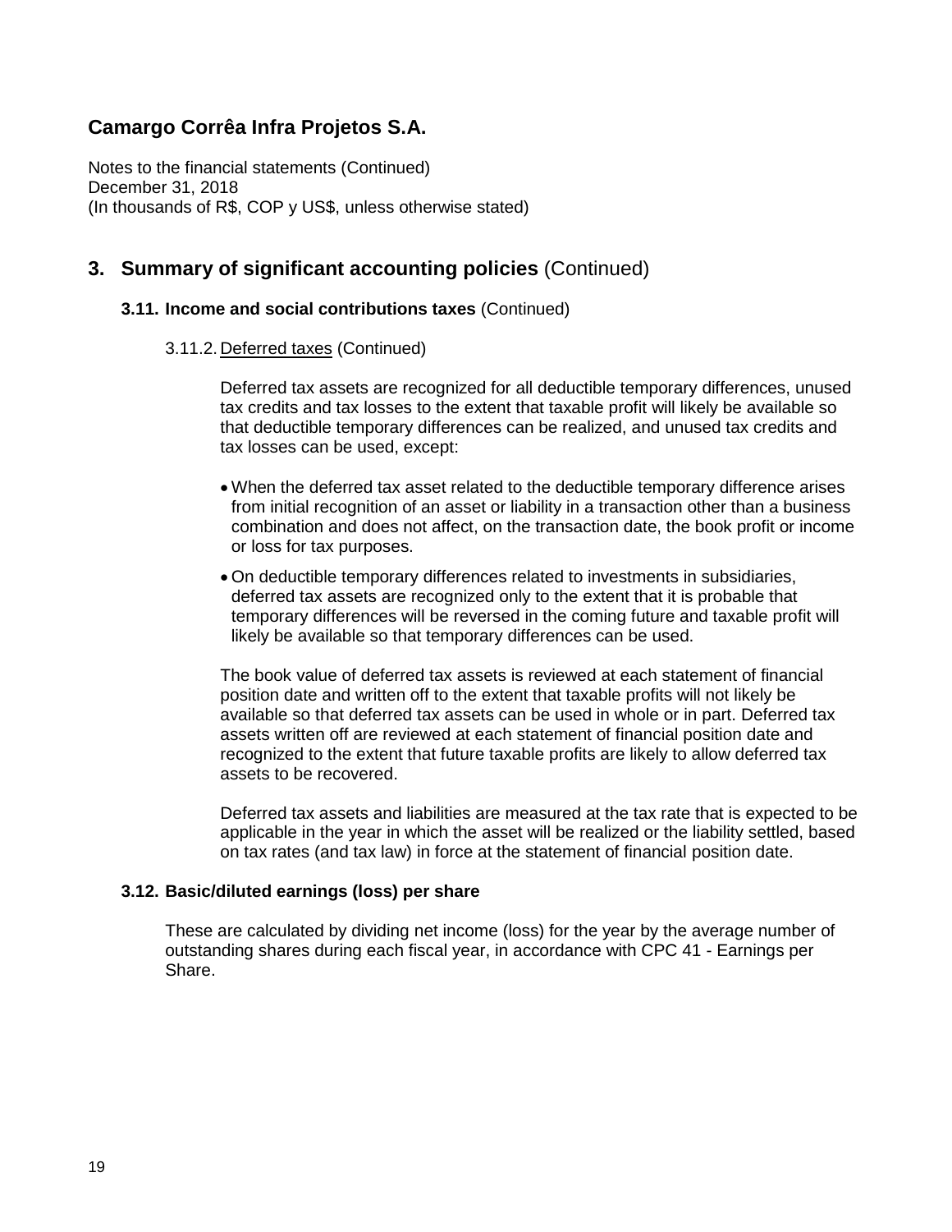# Camargo Corrêa Infra Projetos S.A.

Notes to the financial statements (Continued)
December 31, 2018
(In thousands of R$, COP y US$, unless otherwise stated)

## 3. Summary of significant accounting policies (Continued)

### 3.11. Income and social contributions taxes (Continued)

#### 3.11.2. Deferred taxes (Continued)

Deferred tax assets are recognized for all deductible temporary differences, unused tax credits and tax losses to the extent that taxable profit will likely be available so that deductible temporary differences can be realized, and unused tax credits and tax losses can be used, except:

- When the deferred tax asset related to the deductible temporary difference arises from initial recognition of an asset or liability in a transaction other than a business combination and does not affect, on the transaction date, the book profit or income or loss for tax purposes.
- On deductible temporary differences related to investments in subsidiaries, deferred tax assets are recognized only to the extent that it is probable that temporary differences will be reversed in the coming future and taxable profit will likely be available so that temporary differences can be used.

The book value of deferred tax assets is reviewed at each statement of financial position date and written off to the extent that taxable profits will not likely be available so that deferred tax assets can be used in whole or in part. Deferred tax assets written off are reviewed at each statement of financial position date and recognized to the extent that future taxable profits are likely to allow deferred tax assets to be recovered.

Deferred tax assets and liabilities are measured at the tax rate that is expected to be applicable in the year in which the asset will be realized or the liability settled, based on tax rates (and tax law) in force at the statement of financial position date.

### 3.12. Basic/diluted earnings (loss) per share

These are calculated by dividing net income (loss) for the year by the average number of outstanding shares during each fiscal year, in accordance with CPC 41 - Earnings per Share.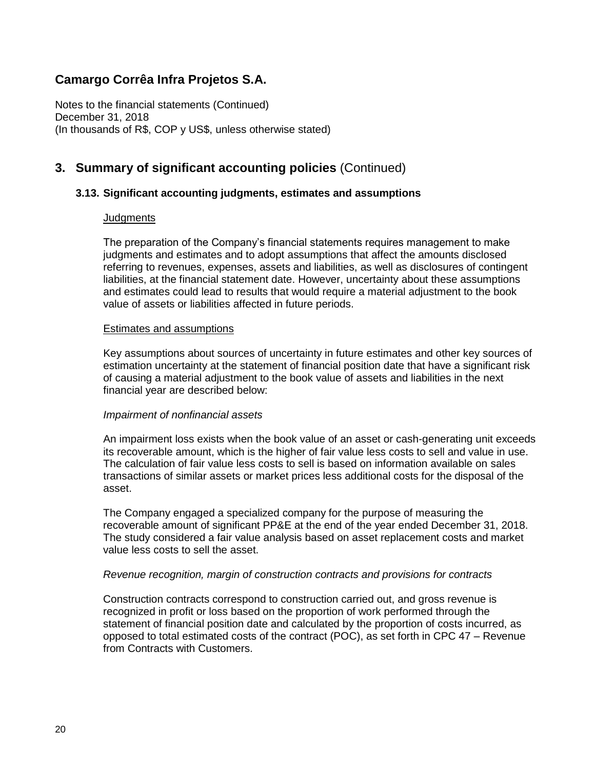# Camargo Corrêa Infra Projetos S.A.

Notes to the financial statements (Continued)
December 31, 2018
(In thousands of R$, COP y US$, unless otherwise stated)

## 3. Summary of significant accounting policies (Continued)

### 3.13. Significant accounting judgments, estimates and assumptions

Judgments

The preparation of the Company's financial statements requires management to make judgments and estimates and to adopt assumptions that affect the amounts disclosed referring to revenues, expenses, assets and liabilities, as well as disclosures of contingent liabilities, at the financial statement date. However, uncertainty about these assumptions and estimates could lead to results that would require a material adjustment to the book value of assets or liabilities affected in future periods.

Estimates and assumptions

Key assumptions about sources of uncertainty in future estimates and other key sources of estimation uncertainty at the statement of financial position date that have a significant risk of causing a material adjustment to the book value of assets and liabilities in the next financial year are described below:

*Impairment of nonfinancial assets*

An impairment loss exists when the book value of an asset or cash-generating unit exceeds its recoverable amount, which is the higher of fair value less costs to sell and value in use. The calculation of fair value less costs to sell is based on information available on sales transactions of similar assets or market prices less additional costs for the disposal of the asset.

The Company engaged a specialized company for the purpose of measuring the recoverable amount of significant PP&E at the end of the year ended December 31, 2018. The study considered a fair value analysis based on asset replacement costs and market value less costs to sell the asset.

*Revenue recognition, margin of construction contracts and provisions for contracts*

Construction contracts correspond to construction carried out, and gross revenue is recognized in profit or loss based on the proportion of work performed through the statement of financial position date and calculated by the proportion of costs incurred, as opposed to total estimated costs of the contract (POC), as set forth in CPC 47 – Revenue from Contracts with Customers.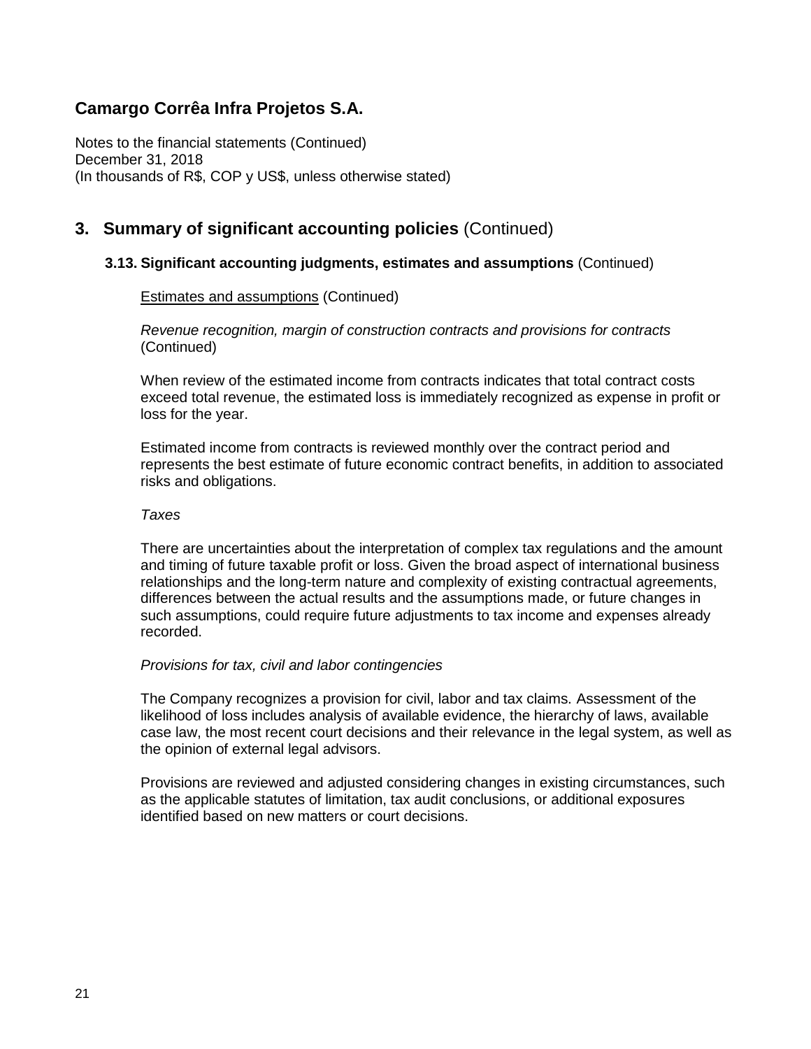# Camargo Corrêa Infra Projetos S.A.

Notes to the financial statements (Continued)
December 31, 2018
(In thousands of R$, COP y US$, unless otherwise stated)

## 3. Summary of significant accounting policies (Continued)

### 3.13. Significant accounting judgments, estimates and assumptions (Continued)

Estimates and assumptions (Continued)

*Revenue recognition, margin of construction contracts and provisions for contracts* (Continued)

When review of the estimated income from contracts indicates that total contract costs exceed total revenue, the estimated loss is immediately recognized as expense in profit or loss for the year.

Estimated income from contracts is reviewed monthly over the contract period and represents the best estimate of future economic contract benefits, in addition to associated risks and obligations.

*Taxes*

There are uncertainties about the interpretation of complex tax regulations and the amount and timing of future taxable profit or loss. Given the broad aspect of international business relationships and the long-term nature and complexity of existing contractual agreements, differences between the actual results and the assumptions made, or future changes in such assumptions, could require future adjustments to tax income and expenses already recorded.

*Provisions for tax, civil and labor contingencies*

The Company recognizes a provision for civil, labor and tax claims. Assessment of the likelihood of loss includes analysis of available evidence, the hierarchy of laws, available case law, the most recent court decisions and their relevance in the legal system, as well as the opinion of external legal advisors.

Provisions are reviewed and adjusted considering changes in existing circumstances, such as the applicable statutes of limitation, tax audit conclusions, or additional exposures identified based on new matters or court decisions.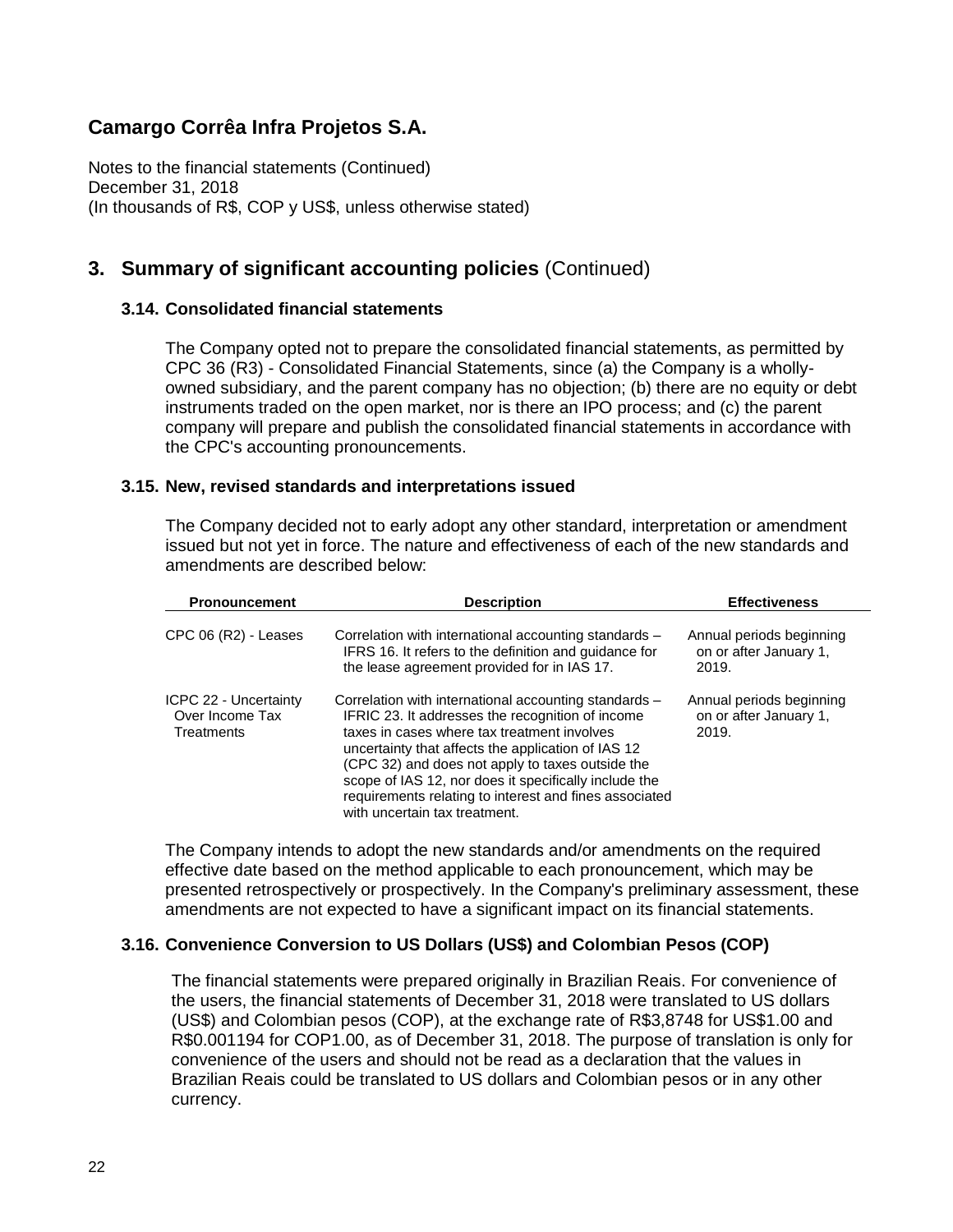# Camargo Corrêa Infra Projetos S.A.

Notes to the financial statements (Continued)
December 31, 2018
(In thousands of R$, COP y US$, unless otherwise stated)

## 3. Summary of significant accounting policies (Continued)

### 3.14. Consolidated financial statements

The Company opted not to prepare the consolidated financial statements, as permitted by CPC 36 (R3) - Consolidated Financial Statements, since (a) the Company is a wholly-owned subsidiary, and the parent company has no objection; (b) there are no equity or debt instruments traded on the open market, nor is there an IPO process; and (c) the parent company will prepare and publish the consolidated financial statements in accordance with the CPC's accounting pronouncements.

### 3.15. New, revised standards and interpretations issued

The Company decided not to early adopt any other standard, interpretation or amendment issued but not yet in force. The nature and effectiveness of each of the new standards and amendments are described below:

| Pronouncement | Description | Effectiveness |
|---|---|---|
| CPC 06 (R2) - Leases | Correlation with international accounting standards – IFRS 16. It refers to the definition and guidance for the lease agreement provided for in IAS 17. | Annual periods beginning on or after January 1, 2019. |
| ICPC 22 - Uncertainty Over Income Tax Treatments | Correlation with international accounting standards – IFRIC 23. It addresses the recognition of income taxes in cases where tax treatment involves uncertainty that affects the application of IAS 12 (CPC 32) and does not apply to taxes outside the scope of IAS 12, nor does it specifically include the requirements relating to interest and fines associated with uncertain tax treatment. | Annual periods beginning on or after January 1, 2019. |

The Company intends to adopt the new standards and/or amendments on the required effective date based on the method applicable to each pronouncement, which may be presented retrospectively or prospectively. In the Company's preliminary assessment, these amendments are not expected to have a significant impact on its financial statements.

### 3.16. Convenience Conversion to US Dollars (US$) and Colombian Pesos (COP)

The financial statements were prepared originally in Brazilian Reais. For convenience of the users, the financial statements of December 31, 2018 were translated to US dollars (US$) and Colombian pesos (COP), at the exchange rate of R$3,8748 for US$1.00 and R$0.001194 for COP1.00, as of December 31, 2018. The purpose of translation is only for convenience of the users and should not be read as a declaration that the values in Brazilian Reais could be translated to US dollars and Colombian pesos or in any other currency.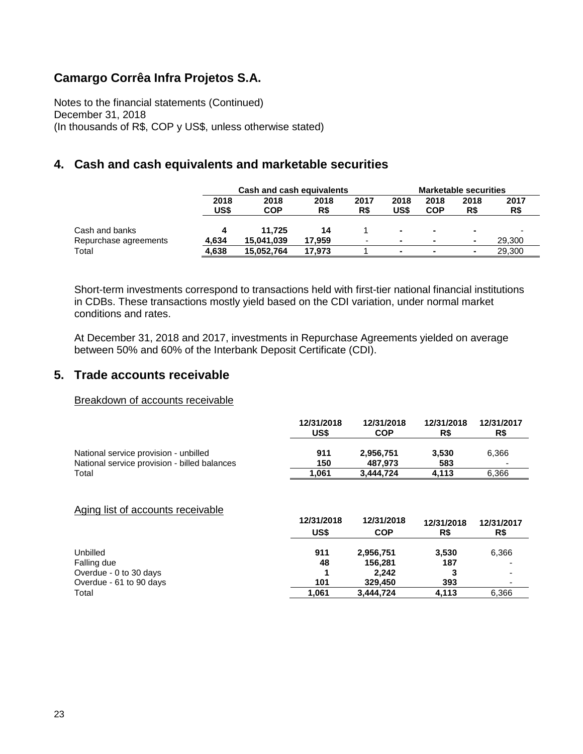# Camargo Corrêa Infra Projetos S.A.

Notes to the financial statements (Continued)
December 31, 2018
(In thousands of R$, COP y US$, unless otherwise stated)

## 4. Cash and cash equivalents and marketable securities

| | Cash and cash equivalents | | | | Marketable securities | | | |
|---|---|---|---|---|---|---|---|---|
| | **2018 US$** | **2018 COP** | **2018 R$** | **2017 R$** | **2018 US$** | **2018 COP** | **2018 R$** | **2017 R$** |
| Cash and banks | **4** | **11,725** | **14** | 1 | **-** | **-** | **-** | - |
| Repurchase agreements | **4,634** | **15,041,039** | **17,959** | - | **-** | **-** | **-** | 29,300 |
| Total | **4,638** | **15,052,764** | **17,973** | 1 | **-** | **-** | **-** | 29,300 |

Short-term investments correspond to transactions held with first-tier national financial institutions in CDBs. These transactions mostly yield based on the CDI variation, under normal market conditions and rates.

At December 31, 2018 and 2017, investments in Repurchase Agreements yielded on average between 50% and 60% of the Interbank Deposit Certificate (CDI).

## 5. Trade accounts receivable

Breakdown of accounts receivable

| | **12/31/2018 US$** | **12/31/2018 COP** | **12/31/2018 R$** | **12/31/2017 R$** |
|---|---|---|---|---|
| National service provision - unbilled | **911** | **2,956,751** | **3,530** | 6,366 |
| National service provision - billed balances | **150** | **487,973** | **583** | - |
| Total | **1,061** | **3,444,724** | **4,113** | 6,366 |

Aging list of accounts receivable

| | **12/31/2018 US$** | **12/31/2018 COP** | **12/31/2018 R$** | **12/31/2017 R$** |
|---|---|---|---|---|
| Unbilled | **911** | **2,956,751** | **3,530** | 6,366 |
| Falling due | **48** | **156,281** | **187** | - |
| Overdue - 0 to 30 days | **1** | **2,242** | **3** | - |
| Overdue - 61 to 90 days | **101** | **329,450** | **393** | - |
| Total | **1,061** | **3,444,724** | **4,113** | 6,366 |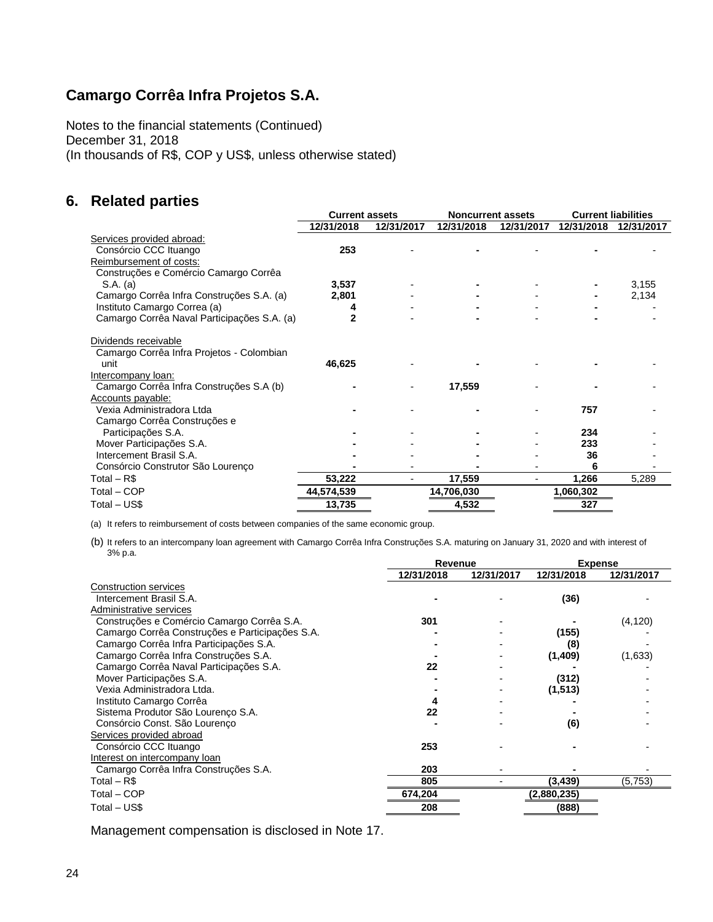# Camargo Corrêa Infra Projetos S.A.

Notes to the financial statements (Continued)
December 31, 2018
(In thousands of R$, COP y US$, unless otherwise stated)

## 6. Related parties

| | Current assets | | Noncurrent assets | | Current liabilities | |
|---|---|---|---|---|---|---|
| | 12/31/2018 | 12/31/2017 | 12/31/2018 | 12/31/2017 | 12/31/2018 | 12/31/2017 |
| Services provided abroad: | | | | | | |
| Consórcio CCC Ituango | 253 | - | - | - | - | - |
| Reimbursement of costs: | | | | | | |
| Construções e Comércio Camargo Corrêa S.A. (a) | 3,537 | - | - | - | - | 3,155 |
| Camargo Corrêa Infra Construções S.A. (a) | 2,801 | - | - | - | - | 2,134 |
| Instituto Camargo Correa (a) | 4 | - | - | - | - | - |
| Camargo Corrêa Naval Participações S.A. (a) | 2 | - | - | - | - | - |
| Dividends receivable | | | | | | |
| Camargo Corrêa Infra Projetos - Colombian unit | 46,625 | - | - | - | - | - |
| Intercompany loan: | | | | | | |
| Camargo Corrêa Infra Construções S.A (b) | - | - | 17,559 | - | - | - |
| Accounts payable: | | | | | | |
| Vexia Administradora Ltda | - | - | - | - | 757 | - |
| Camargo Corrêa Construções e Participações S.A. | - | - | - | - | 234 | - |
| Mover Participações S.A. | - | - | - | - | 233 | - |
| Intercement Brasil S.A. | - | - | - | - | 36 | - |
| Consórcio Construtor São Lourenço | - | - | - | - | 6 | - |
| Total – R$ | 53,222 | - | 17,559 | - | 1,266 | 5,289 |
| Total – COP | 44,574,539 | | 14,706,030 | | 1,060,302 | |
| Total – US$ | 13,735 | | 4,532 | | 327 | |

(a) It refers to reimbursement of costs between companies of the same economic group.

(b) It refers to an intercompany loan agreement with Camargo Corrêa Infra Construções S.A. maturing on January 31, 2020 and with interest of 3% p.a.

| | Revenue | | Expense | |
|---|---|---|---|---|
| | 12/31/2018 | 12/31/2017 | 12/31/2018 | 12/31/2017 |
| Construction services | | | | |
| Intercement Brasil S.A. | - | - | (36) | - |
| Administrative services | | | | |
| Construções e Comércio Camargo Corrêa S.A. | 301 | - | - | (4,120) |
| Camargo Corrêa Construções e Participações S.A. | - | - | (155) | - |
| Camargo Corrêa Infra Participações S.A. | - | - | (8) | - |
| Camargo Corrêa Infra Construções S.A. | - | - | (1,409) | (1,633) |
| Camargo Corrêa Naval Participações S.A. | 22 | - | - | - |
| Mover Participações S.A. | - | - | (312) | - |
| Vexia Administradora Ltda. | - | - | (1,513) | - |
| Instituto Camargo Corrêa | 4 | - | - | - |
| Sistema Produtor São Lourenço S.A. | 22 | - | - | - |
| Consórcio Const. São Lourenço | - | - | (6) | - |
| Services provided abroad | | | | |
| Consórcio CCC Ituango | 253 | - | - | - |
| Interest on intercompany loan | | | | |
| Camargo Corrêa Infra Construções S.A. | 203 | - | - | - |
| Total – R$ | 805 | - | (3,439) | (5,753) |
| Total – COP | 674,204 | | (2,880,235) | |
| Total – US$ | 208 | | (888) | |

Management compensation is disclosed in Note 17.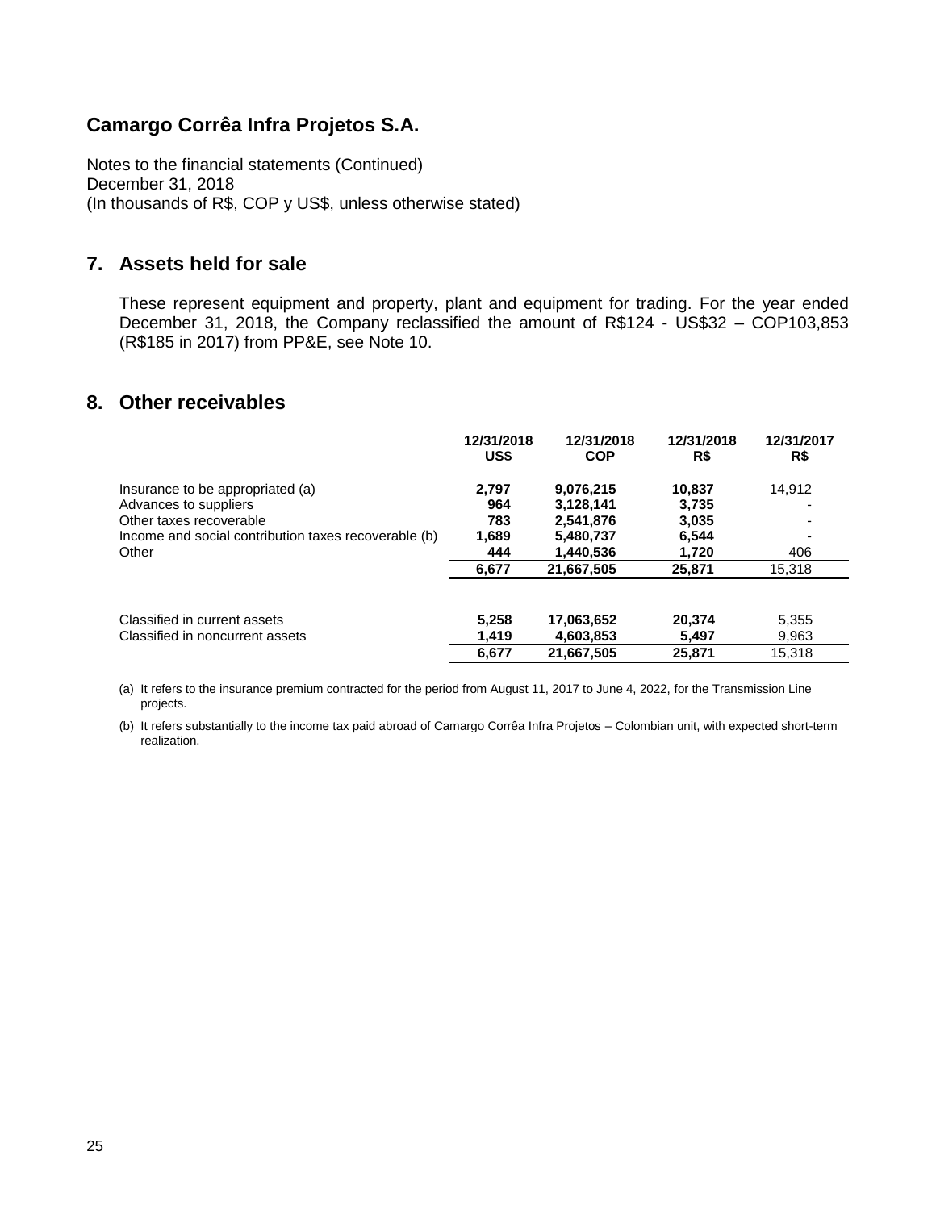# Camargo Corrêa Infra Projetos S.A.

Notes to the financial statements (Continued)
December 31, 2018
(In thousands of R$, COP y US$, unless otherwise stated)

## 7. Assets held for sale

These represent equipment and property, plant and equipment for trading. For the year ended December 31, 2018, the Company reclassified the amount of R$124 - US$32 – COP103,853 (R$185 in 2017) from PP&E, see Note 10.

## 8. Other receivables

| | 12/31/2018 US$ | 12/31/2018 COP | 12/31/2018 R$ | 12/31/2017 R$ |
|---|---|---|---|---|
| Insurance to be appropriated (a) | **2,797** | **9,076,215** | **10,837** | 14,912 |
| Advances to suppliers | **964** | **3,128,141** | **3,735** | - |
| Other taxes recoverable | **783** | **2,541,876** | **3,035** | - |
| Income and social contribution taxes recoverable (b) | **1,689** | **5,480,737** | **6,544** | - |
| Other | **444** | **1,440,536** | **1,720** | 406 |
| | **6,677** | **21,667,505** | **25,871** | 15,318 |
| | | | | |
| Classified in current assets | **5,258** | **17,063,652** | **20,374** | 5,355 |
| Classified in noncurrent assets | **1,419** | **4,603,853** | **5,497** | 9,963 |
| | **6,677** | **21,667,505** | **25,871** | 15,318 |

(a) It refers to the insurance premium contracted for the period from August 11, 2017 to June 4, 2022, for the Transmission Line projects.

(b) It refers substantially to the income tax paid abroad of Camargo Corrêa Infra Projetos – Colombian unit, with expected short-term realization.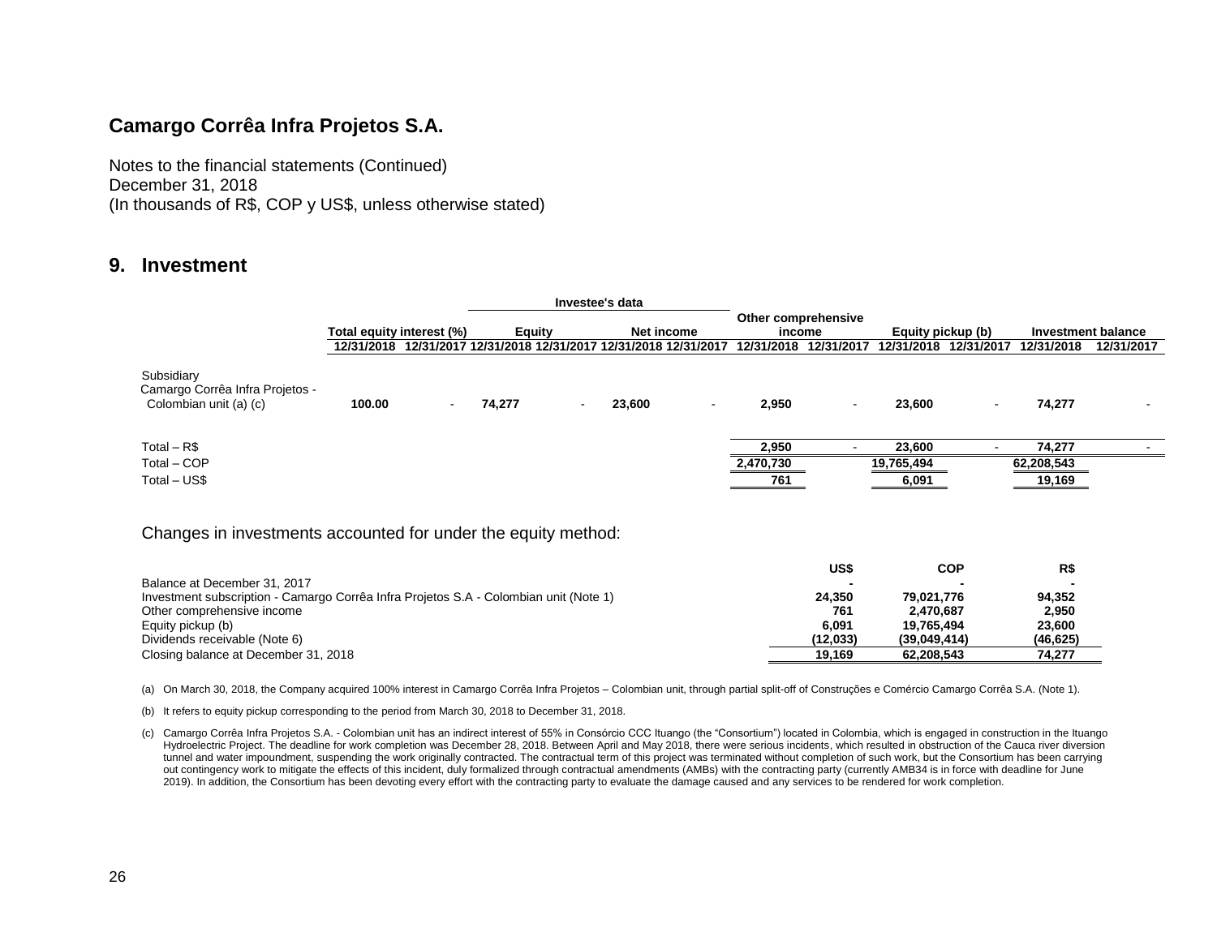## Camargo Corrêa Infra Projetos S.A.

Notes to the financial statements (Continued)
December 31, 2018
(In thousands of R$, COP y US$, unless otherwise stated)

## 9. Investment

| | Total equity interest (%) | | Investee's data Equity | | Investee's data Net income | | Other comprehensive income | | Equity pickup (b) | | Investment balance | |
|---|---|---|---|---|---|---|---|---|---|---|---|---|
| | 12/31/2018 | 12/31/2017 | 12/31/2018 | 12/31/2017 | 12/31/2018 | 12/31/2017 | 12/31/2018 | 12/31/2017 | 12/31/2018 | 12/31/2017 | 12/31/2018 | 12/31/2017 |
| Subsidiary Camargo Corrêa Infra Projetos - Colombian unit (a) (c) | **100.00** | - | **74,277** | - | **23,600** | - | **2,950** | - | **23,600** | - | **74,277** | - |
| Total – R$ | | | | | | | **2,950** | - | **23,600** | - | **74,277** | - |
| Total – COP | | | | | | | **2,470,730** | | **19,765,494** | | **62,208,543** | |
| Total – US$ | | | | | | | **761** | | **6,091** | | **19,169** | |

Changes in investments accounted for under the equity method:

| | US$ | COP | R$ |
|---|---|---|---|
| Balance at December 31, 2017 | - | - | - |
| Investment subscription - Camargo Corrêa Infra Projetos S.A - Colombian unit (Note 1) | 24,350 | 79,021,776 | 94,352 |
| Other comprehensive income | 761 | 2,470,687 | 2,950 |
| Equity pickup (b) | 6,091 | 19,765,494 | 23,600 |
| Dividends receivable (Note 6) | (12,033) | (39,049,414) | (46,625) |
| Closing balance at December 31, 2018 | 19,169 | 62,208,543 | 74,277 |

(a) On March 30, 2018, the Company acquired 100% interest in Camargo Corrêa Infra Projetos – Colombian unit, through partial split-off of Construções e Comércio Camargo Corrêa S.A. (Note 1).

(b) It refers to equity pickup corresponding to the period from March 30, 2018 to December 31, 2018.

(c) Camargo Corrêa Infra Projetos S.A. - Colombian unit has an indirect interest of 55% in Consórcio CCC Ituango (the "Consortium") located in Colombia, which is engaged in construction in the Ituango Hydroelectric Project. The deadline for work completion was December 28, 2018. Between April and May 2018, there were serious incidents, which resulted in obstruction of the Cauca river diversion tunnel and water impoundment, suspending the work originally contracted. The contractual term of this project was terminated without completion of such work, but the Consortium has been carrying out contingency work to mitigate the effects of this incident, duly formalized through contractual amendments (AMBs) with the contracting party (currently AMB34 is in force with deadline for June 2019). In addition, the Consortium has been devoting every effort with the contracting party to evaluate the damage caused and any services to be rendered for work completion.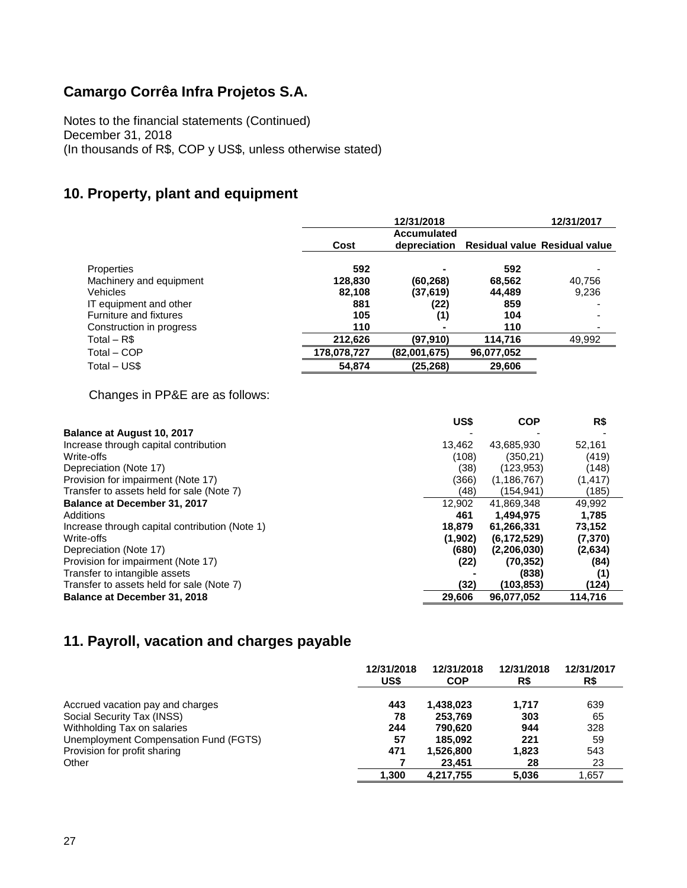## Camargo Corrêa Infra Projetos S.A.

Notes to the financial statements (Continued)
December 31, 2018
(In thousands of R$, COP y US$, unless otherwise stated)

## 10. Property, plant and equipment

| | 12/31/2018 | | | 12/31/2017 |
|---|---|---|---|---|
| | Cost | Accumulated depreciation | Residual value | Residual value |
| Properties | **592** | **-** | **592** | - |
| Machinery and equipment | **128,830** | **(60,268)** | **68,562** | 40,756 |
| Vehicles | **82,108** | **(37,619)** | **44,489** | 9,236 |
| IT equipment and other | **881** | **(22)** | **859** | - |
| Furniture and fixtures | **105** | **(1)** | **104** | - |
| Construction in progress | **110** | **-** | **110** | - |
| Total – R$ | **212,626** | **(97,910)** | **114,716** | 49,992 |
| Total – COP | **178,078,727** | **(82,001,675)** | **96,077,052** | |
| Total – US$ | **54,874** | **(25,268)** | **29,606** | |

Changes in PP&E are as follows:

| | US$ | COP | R$ |
|---|---|---|---|
| **Balance at August 10, 2017** | - | - | - |
| Increase through capital contribution | 13,462 | 43,685,930 | 52,161 |
| Write-offs | (108) | (350,21) | (419) |
| Depreciation (Note 17) | (38) | (123,953) | (148) |
| Provision for impairment (Note 17) | (366) | (1,186,767) | (1,417) |
| Transfer to assets held for sale (Note 7) | (48) | (154,941) | (185) |
| **Balance at December 31, 2017** | 12,902 | 41,869,348 | 49,992 |
| Additions | **461** | **1,494,975** | **1,785** |
| Increase through capital contribution (Note 1) | **18,879** | **61,266,331** | **73,152** |
| Write-offs | **(1,902)** | **(6,172,529)** | **(7,370)** |
| Depreciation (Note 17) | **(680)** | **(2,206,030)** | **(2,634)** |
| Provision for impairment (Note 17) | **(22)** | **(70,352)** | **(84)** |
| Transfer to intangible assets | **-** | **(838)** | **(1)** |
| Transfer to assets held for sale (Note 7) | **(32)** | **(103,853)** | **(124)** |
| **Balance at December 31, 2018** | **29,606** | **96,077,052** | **114,716** |

## 11. Payroll, vacation and charges payable

| | 12/31/2018 US$ | 12/31/2018 COP | 12/31/2018 R$ | 12/31/2017 R$ |
|---|---|---|---|---|
| Accrued vacation pay and charges | **443** | **1,438,023** | **1,717** | 639 |
| Social Security Tax (INSS) | **78** | **253,769** | **303** | 65 |
| Withholding Tax on salaries | **244** | **790,620** | **944** | 328 |
| Unemployment Compensation Fund (FGTS) | **57** | **185,092** | **221** | 59 |
| Provision for profit sharing | **471** | **1,526,800** | **1,823** | 543 |
| Other | **7** | **23,451** | **28** | 23 |
| | **1,300** | **4,217,755** | **5,036** | 1,657 |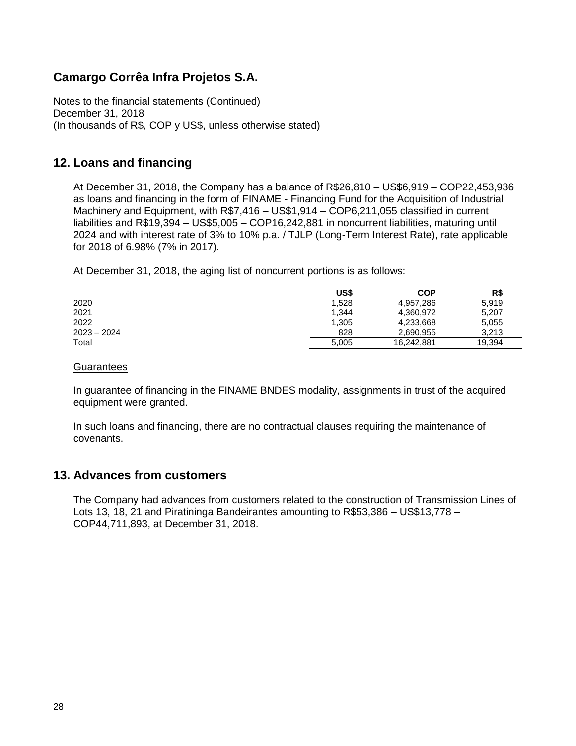# Camargo Corrêa Infra Projetos S.A.

Notes to the financial statements (Continued)
December 31, 2018
(In thousands of R$, COP y US$, unless otherwise stated)

## 12. Loans and financing

At December 31, 2018, the Company has a balance of R$26,810 – US$6,919 – COP22,453,936 as loans and financing in the form of FINAME - Financing Fund for the Acquisition of Industrial Machinery and Equipment, with R$7,416 – US$1,914 – COP6,211,055 classified in current liabilities and R$19,394 – US$5,005 – COP16,242,881 in noncurrent liabilities, maturing until 2024 and with interest rate of 3% to 10% p.a. / TJLP (Long-Term Interest Rate), rate applicable for 2018 of 6.98% (7% in 2017).

At December 31, 2018, the aging list of noncurrent portions is as follows:

| | US$ | COP | R$ |
|---|---|---|---|
| 2020 | 1,528 | 4,957,286 | 5,919 |
| 2021 | 1,344 | 4,360,972 | 5,207 |
| 2022 | 1,305 | 4,233,668 | 5,055 |
| 2023 – 2024 | 828 | 2,690,955 | 3,213 |
| Total | 5,005 | 16,242,881 | 19,394 |

Guarantees

In guarantee of financing in the FINAME BNDES modality, assignments in trust of the acquired equipment were granted.

In such loans and financing, there are no contractual clauses requiring the maintenance of covenants.

## 13. Advances from customers

The Company had advances from customers related to the construction of Transmission Lines of Lots 13, 18, 21 and Piratininga Bandeirantes amounting to R$53,386 – US$13,778 – COP44,711,893, at December 31, 2018.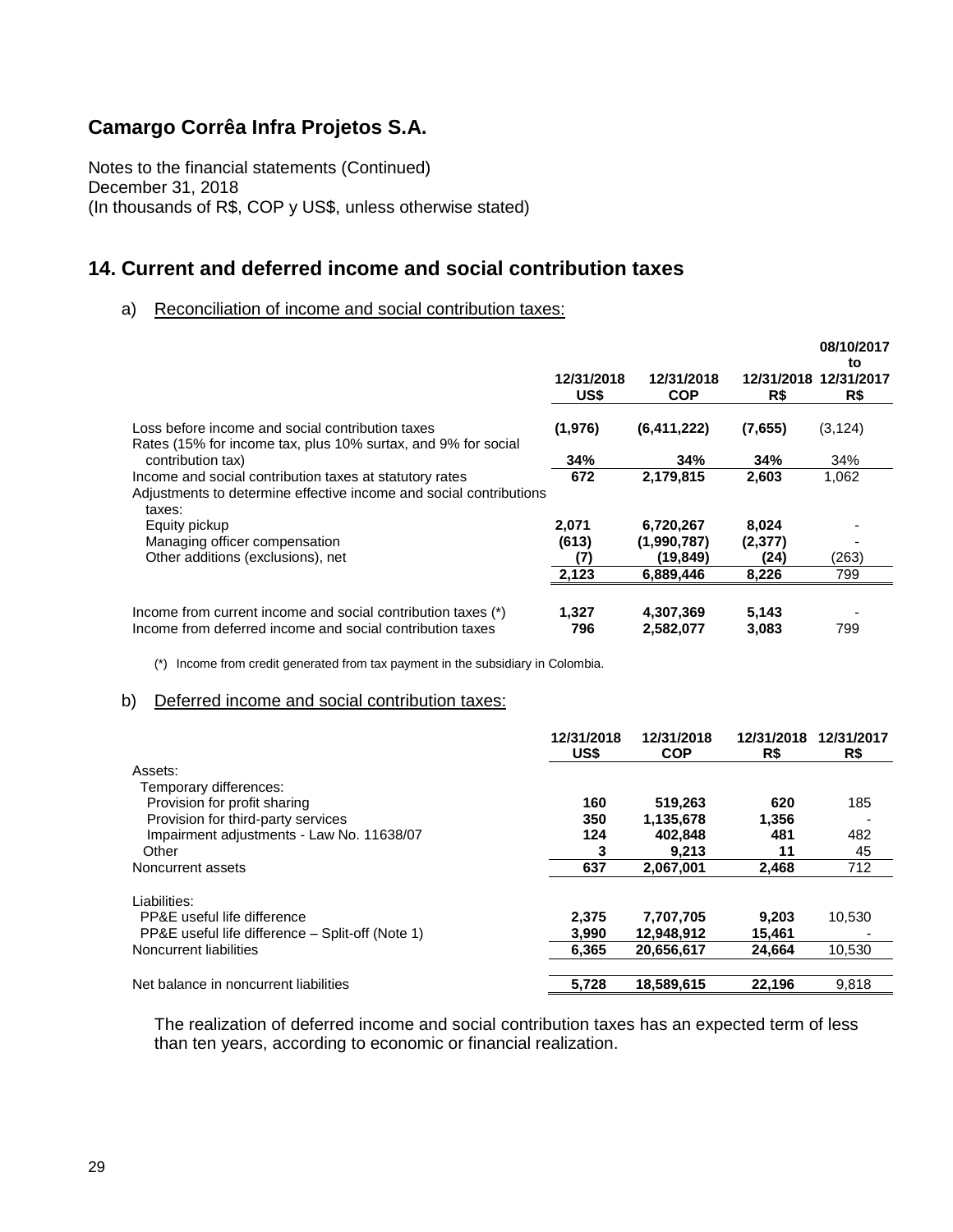## Camargo Corrêa Infra Projetos S.A.

Notes to the financial statements (Continued)
December 31, 2018
(In thousands of R$, COP y US$, unless otherwise stated)

## 14. Current and deferred income and social contribution taxes

a) Reconciliation of income and social contribution taxes:

| | 12/31/2018 US$ | 12/31/2018 COP | 12/31/2018 R$ | 08/10/2017 to 12/31/2017 R$ |
|---|---|---|---|---|
| Loss before income and social contribution taxes | **(1,976)** | **(6,411,222)** | **(7,655)** | (3,124) |
| Rates (15% for income tax, plus 10% surtax, and 9% for social contribution tax) | **34%** | **34%** | **34%** | 34% |
| Income and social contribution taxes at statutory rates | **672** | **2,179,815** | **2,603** | 1,062 |
| Adjustments to determine effective income and social contributions taxes: | | | | |
| Equity pickup | **2,071** | **6,720,267** | **8,024** | - |
| Managing officer compensation | **(613)** | **(1,990,787)** | **(2,377)** | - |
| Other additions (exclusions), net | **(7)** | **(19,849)** | **(24)** | (263) |
| | **2,123** | **6,889,446** | **8,226** | 799 |
| Income from current income and social contribution taxes (*) | **1,327** | **4,307,369** | **5,143** | - |
| Income from deferred income and social contribution taxes | **796** | **2,582,077** | **3,083** | 799 |

(*) Income from credit generated from tax payment in the subsidiary in Colombia.

b) Deferred income and social contribution taxes:

| | 12/31/2018 US$ | 12/31/2018 COP | 12/31/2018 R$ | 12/31/2017 R$ |
|---|---|---|---|---|
| Assets: | | | | |
| Temporary differences: | | | | |
| Provision for profit sharing | **160** | **519,263** | **620** | 185 |
| Provision for third-party services | **350** | **1,135,678** | **1,356** | - |
| Impairment adjustments - Law No. 11638/07 | **124** | **402,848** | **481** | 482 |
| Other | **3** | **9,213** | **11** | 45 |
| Noncurrent assets | **637** | **2,067,001** | **2,468** | 712 |
| Liabilities: | | | | |
| PP&E useful life difference | **2,375** | **7,707,705** | **9,203** | 10,530 |
| PP&E useful life difference – Split-off (Note 1) | **3,990** | **12,948,912** | **15,461** | - |
| Noncurrent liabilities | **6,365** | **20,656,617** | **24,664** | 10,530 |
| Net balance in noncurrent liabilities | **5,728** | **18,589,615** | **22,196** | 9,818 |

The realization of deferred income and social contribution taxes has an expected term of less than ten years, according to economic or financial realization.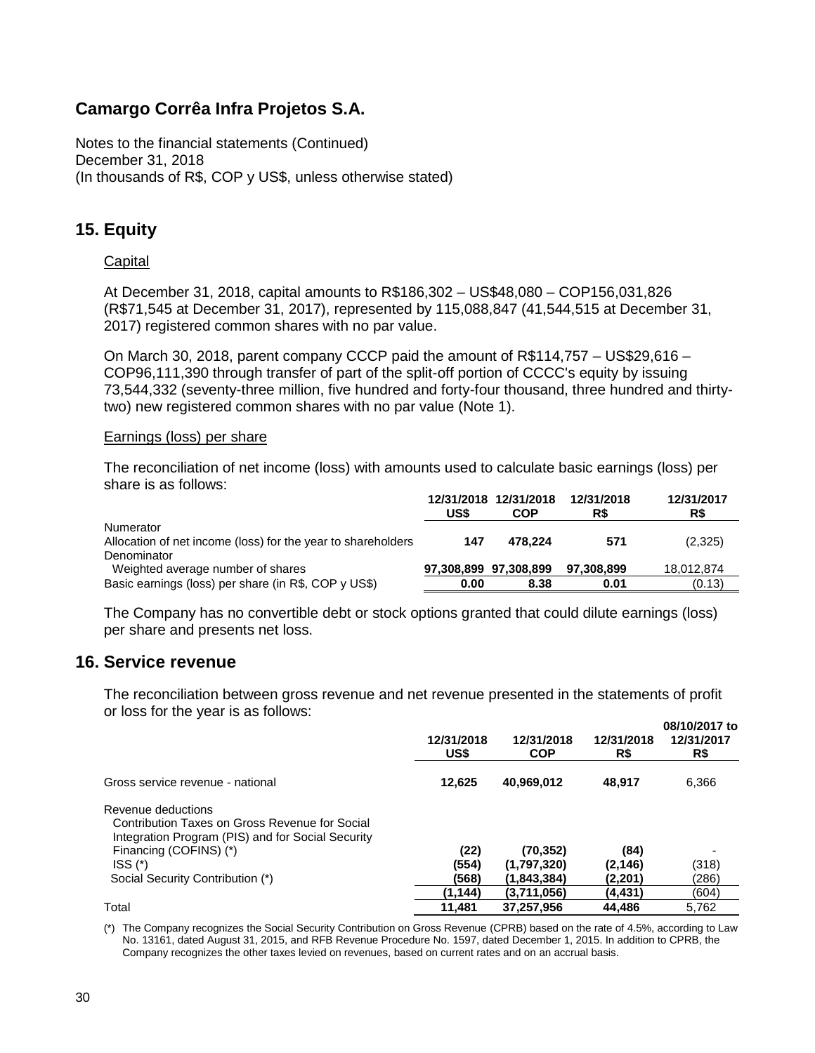# Camargo Corrêa Infra Projetos S.A.

Notes to the financial statements (Continued)
December 31, 2018
(In thousands of R$, COP y US$, unless otherwise stated)

## 15. Equity

Capital

At December 31, 2018, capital amounts to R$186,302 – US$48,080 – COP156,031,826 (R$71,545 at December 31, 2017), represented by 115,088,847 (41,544,515 at December 31, 2017) registered common shares with no par value.

On March 30, 2018, parent company CCCP paid the amount of R$114,757 – US$29,616 – COP96,111,390 through transfer of part of the split-off portion of CCCC's equity by issuing 73,544,332 (seventy-three million, five hundred and forty-four thousand, three hundred and thirty-two) new registered common shares with no par value (Note 1).

Earnings (loss) per share

The reconciliation of net income (loss) with amounts used to calculate basic earnings (loss) per share is as follows:

| | 12/31/2018 US$ | 12/31/2018 COP | 12/31/2018 R$ | 12/31/2017 R$ |
|---|---|---|---|---|
| Numerator | | | | |
| Allocation of net income (loss) for the year to shareholders | **147** | **478,224** | **571** | (2,325) |
| Denominator | | | | |
| Weighted average number of shares | **97,308,899** | **97,308,899** | **97,308,899** | 18,012,874 |
| Basic earnings (loss) per share (in R$, COP y US$) | **0.00** | **8.38** | **0.01** | (0.13) |

The Company has no convertible debt or stock options granted that could dilute earnings (loss) per share and presents net loss.

## 16. Service revenue

The reconciliation between gross revenue and net revenue presented in the statements of profit or loss for the year is as follows:

| | 12/31/2018 US$ | 12/31/2018 COP | 12/31/2018 R$ | 08/10/2017 to 12/31/2017 R$ |
|---|---|---|---|---|
| Gross service revenue - national | **12,625** | **40,969,012** | **48,917** | 6,366 |
| Revenue deductions | | | | |
| Contribution Taxes on Gross Revenue for Social Integration Program (PIS) and for Social Security Financing (COFINS) (*) | **(22)** | **(70,352)** | **(84)** | - |
| ISS (*) | **(554)** | **(1,797,320)** | **(2,146)** | (318) |
| Social Security Contribution (*) | **(568)** | **(1,843,384)** | **(2,201)** | (286) |
| | **(1,144)** | **(3,711,056)** | **(4,431)** | (604) |
| Total | **11,481** | **37,257,956** | **44,486** | 5,762 |

(*) The Company recognizes the Social Security Contribution on Gross Revenue (CPRB) based on the rate of 4.5%, according to Law No. 13161, dated August 31, 2015, and RFB Revenue Procedure No. 1597, dated December 1, 2015. In addition to CPRB, the Company recognizes the other taxes levied on revenues, based on current rates and on an accrual basis.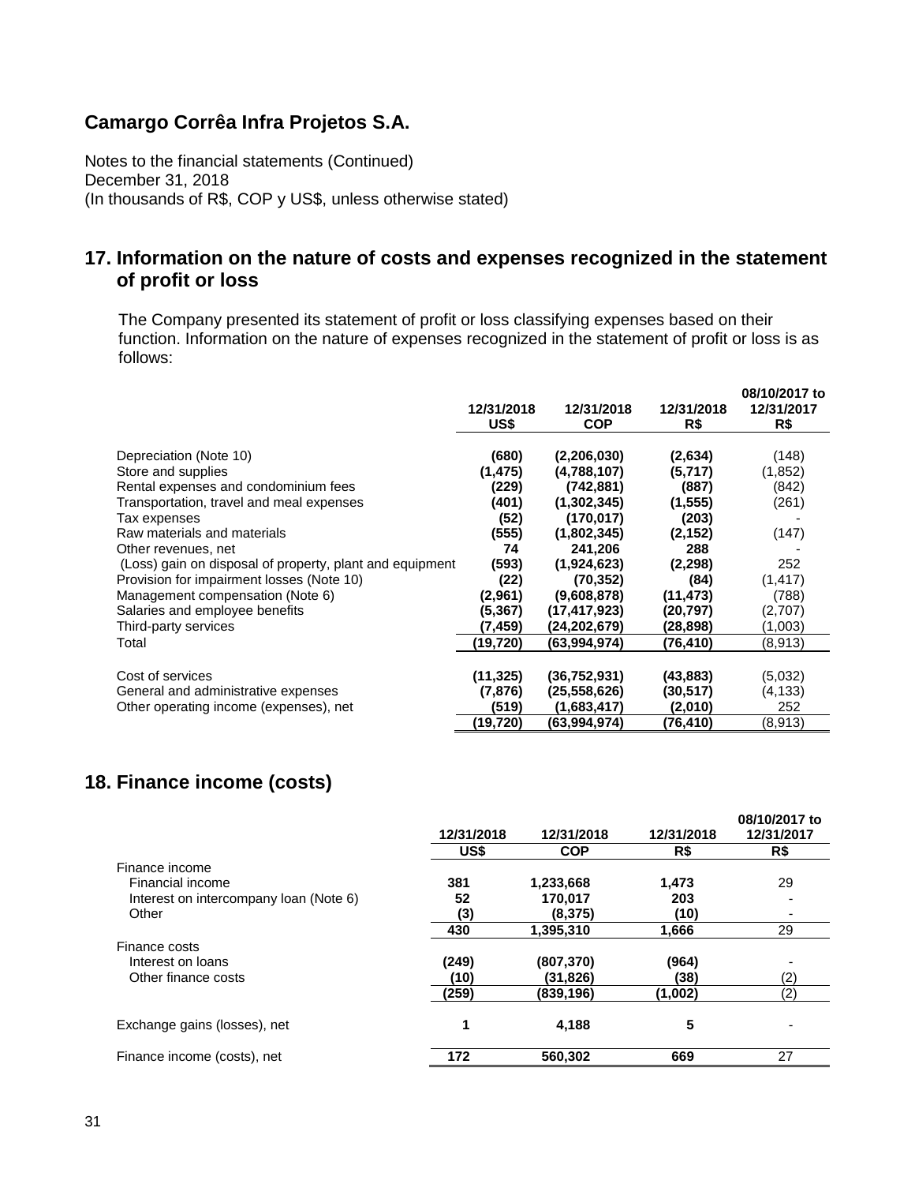## Camargo Corrêa Infra Projetos S.A.

Notes to the financial statements (Continued)
December 31, 2018
(In thousands of R$, COP y US$, unless otherwise stated)

## 17. Information on the nature of costs and expenses recognized in the statement of profit or loss

The Company presented its statement of profit or loss classifying expenses based on their function. Information on the nature of expenses recognized in the statement of profit or loss is as follows:

| | 12/31/2018 US$ | 12/31/2018 COP | 12/31/2018 R$ | 08/10/2017 to 12/31/2017 R$ |
|---|---|---|---|---|
| Depreciation (Note 10) | **(680)** | **(2,206,030)** | **(2,634)** | (148) |
| Store and supplies | **(1,475)** | **(4,788,107)** | **(5,717)** | (1,852) |
| Rental expenses and condominium fees | **(229)** | **(742,881)** | **(887)** | (842) |
| Transportation, travel and meal expenses | **(401)** | **(1,302,345)** | **(1,555)** | (261) |
| Tax expenses | **(52)** | **(170,017)** | **(203)** | - |
| Raw materials and materials | **(555)** | **(1,802,345)** | **(2,152)** | (147) |
| Other revenues, net | **74** | **241,206** | **288** | - |
| (Loss) gain on disposal of property, plant and equipment | **(593)** | **(1,924,623)** | **(2,298)** | 252 |
| Provision for impairment losses (Note 10) | **(22)** | **(70,352)** | **(84)** | (1,417) |
| Management compensation (Note 6) | **(2,961)** | **(9,608,878)** | **(11,473)** | (788) |
| Salaries and employee benefits | **(5,367)** | **(17,417,923)** | **(20,797)** | (2,707) |
| Third-party services | **(7,459)** | **(24,202,679)** | **(28,898)** | (1,003) |
| Total | **(19,720)** | **(63,994,974)** | **(76,410)** | (8,913) |
| | | | | |
| Cost of services | **(11,325)** | **(36,752,931)** | **(43,883)** | (5,032) |
| General and administrative expenses | **(7,876)** | **(25,558,626)** | **(30,517)** | (4,133) |
| Other operating income (expenses), net | **(519)** | **(1,683,417)** | **(2,010)** | 252 |
| | **(19,720)** | **(63,994,974)** | **(76,410)** | (8,913) |

## 18. Finance income (costs)

| | 12/31/2018 US$ | 12/31/2018 COP | 12/31/2018 R$ | 08/10/2017 to 12/31/2017 R$ |
|---|---|---|---|---|
| Finance income | | | | |
| Financial income | **381** | **1,233,668** | **1,473** | 29 |
| Interest on intercompany loan (Note 6) | **52** | **170,017** | **203** | - |
| Other | **(3)** | **(8,375)** | **(10)** | - |
| | **430** | **1,395,310** | **1,666** | 29 |
| Finance costs | | | | |
| Interest on loans | **(249)** | **(807,370)** | **(964)** | - |
| Other finance costs | **(10)** | **(31,826)** | **(38)** | (2) |
| | **(259)** | **(839,196)** | **(1,002)** | (2) |
| | | | | |
| Exchange gains (losses), net | **1** | **4,188** | **5** | - |
| | | | | |
| Finance income (costs), net | **172** | **560,302** | **669** | 27 |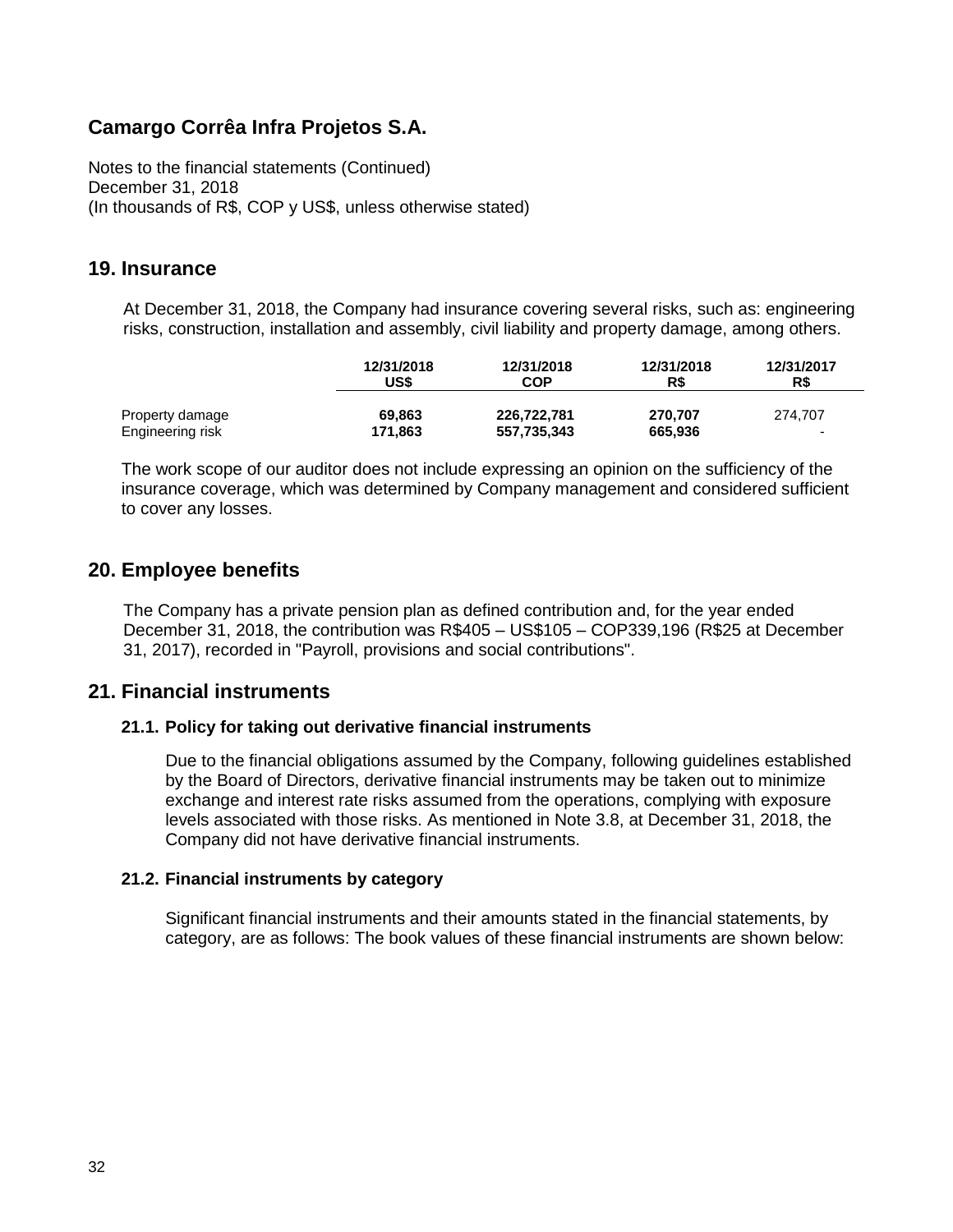# Camargo Corrêa Infra Projetos S.A.

Notes to the financial statements (Continued)
December 31, 2018
(In thousands of R$, COP y US$, unless otherwise stated)

## 19. Insurance

At December 31, 2018, the Company had insurance covering several risks, such as: engineering risks, construction, installation and assembly, civil liability and property damage, among others.

| | 12/31/2018 US$ | 12/31/2018 COP | 12/31/2018 R$ | 12/31/2017 R$ |
|---|---|---|---|---|
| Property damage | **69,863** | **226,722,781** | **270,707** | 274,707 |
| Engineering risk | **171,863** | **557,735,343** | **665,936** | - |

The work scope of our auditor does not include expressing an opinion on the sufficiency of the insurance coverage, which was determined by Company management and considered sufficient to cover any losses.

## 20. Employee benefits

The Company has a private pension plan as defined contribution and, for the year ended December 31, 2018, the contribution was R$405 – US$105 – COP339,196 (R$25 at December 31, 2017), recorded in "Payroll, provisions and social contributions".

## 21. Financial instruments

### 21.1. Policy for taking out derivative financial instruments

Due to the financial obligations assumed by the Company, following guidelines established by the Board of Directors, derivative financial instruments may be taken out to minimize exchange and interest rate risks assumed from the operations, complying with exposure levels associated with those risks. As mentioned in Note 3.8, at December 31, 2018, the Company did not have derivative financial instruments.

### 21.2. Financial instruments by category

Significant financial instruments and their amounts stated in the financial statements, by category, are as follows: The book values of these financial instruments are shown below: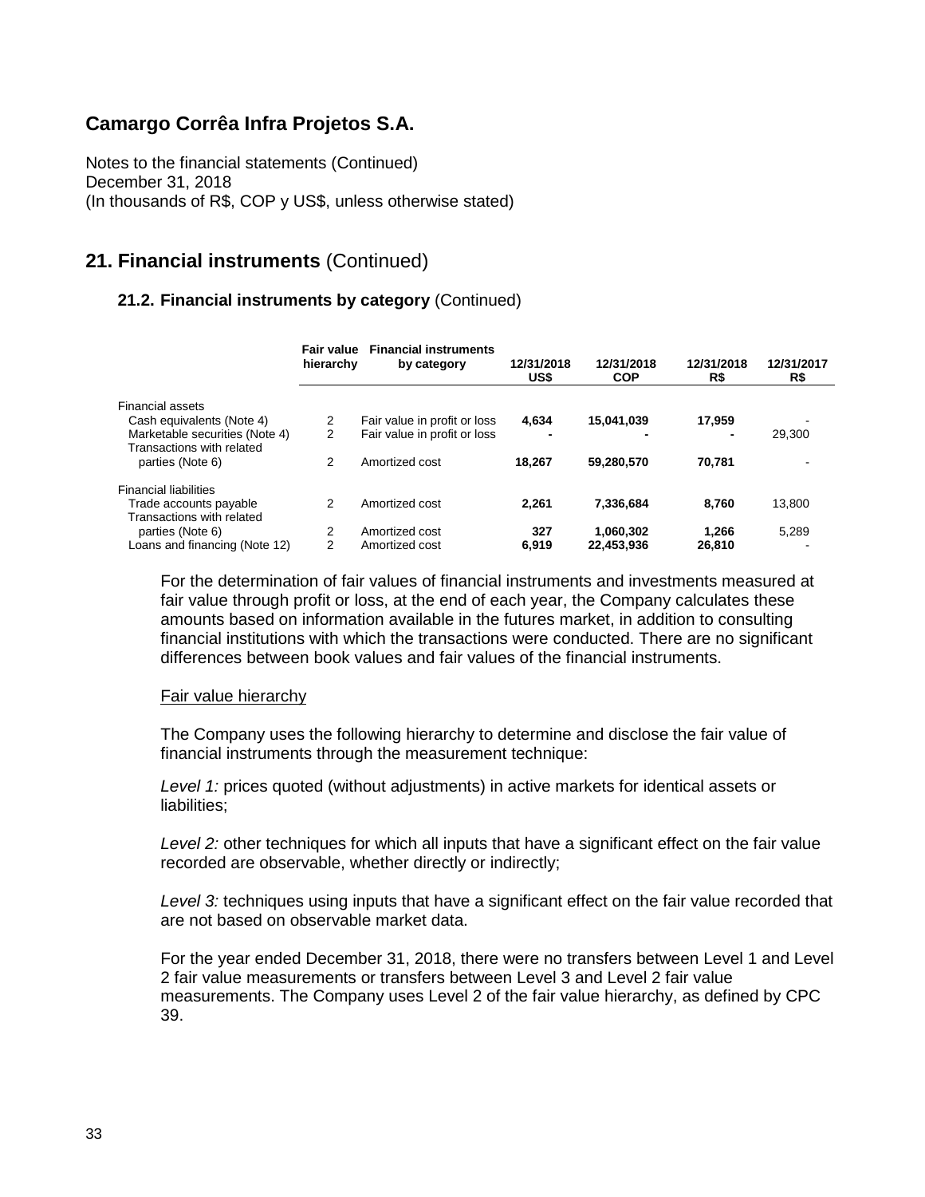# Camargo Corrêa Infra Projetos S.A.

Notes to the financial statements (Continued)
December 31, 2018
(In thousands of R$, COP y US$, unless otherwise stated)

## 21. Financial instruments (Continued)

### 21.2. Financial instruments by category (Continued)

| | Fair value hierarchy | Financial instruments by category | 12/31/2018 US$ | 12/31/2018 COP | 12/31/2018 R$ | 12/31/2017 R$ |
|---|---|---|---|---|---|---|
| Financial assets | | | | | | |
| Cash equivalents (Note 4) | 2 | Fair value in profit or loss | **4,634** | **15,041,039** | **17,959** | - |
| Marketable securities (Note 4) | 2 | Fair value in profit or loss | **-** | **-** | **-** | 29,300 |
| Transactions with related parties (Note 6) | 2 | Amortized cost | **18,267** | **59,280,570** | **70,781** | - |
| Financial liabilities | | | | | | |
| Trade accounts payable | 2 | Amortized cost | **2,261** | **7,336,684** | **8,760** | 13,800 |
| Transactions with related parties (Note 6) | 2 | Amortized cost | **327** | **1,060,302** | **1,266** | 5,289 |
| Loans and financing (Note 12) | 2 | Amortized cost | **6,919** | **22,453,936** | **26,810** | - |

For the determination of fair values of financial instruments and investments measured at fair value through profit or loss, at the end of each year, the Company calculates these amounts based on information available in the futures market, in addition to consulting financial institutions with which the transactions were conducted. There are no significant differences between book values and fair values of the financial instruments.

Fair value hierarchy

The Company uses the following hierarchy to determine and disclose the fair value of financial instruments through the measurement technique:

*Level 1:* prices quoted (without adjustments) in active markets for identical assets or liabilities;

*Level 2:* other techniques for which all inputs that have a significant effect on the fair value recorded are observable, whether directly or indirectly;

*Level 3:* techniques using inputs that have a significant effect on the fair value recorded that are not based on observable market data.

For the year ended December 31, 2018, there were no transfers between Level 1 and Level 2 fair value measurements or transfers between Level 3 and Level 2 fair value measurements. The Company uses Level 2 of the fair value hierarchy, as defined by CPC 39.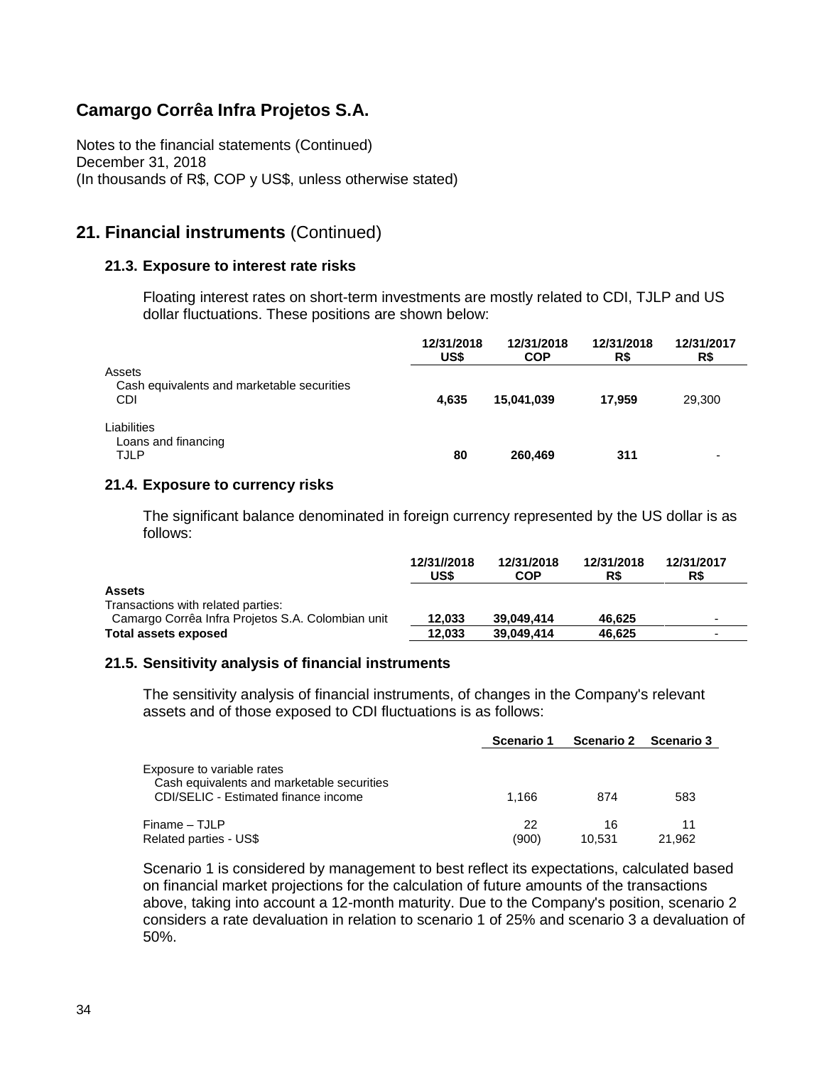## Camargo Corrêa Infra Projetos S.A.

Notes to the financial statements (Continued)
December 31, 2018
(In thousands of R$, COP y US$, unless otherwise stated)

# 21. Financial instruments (Continued)

### 21.3. Exposure to interest rate risks

Floating interest rates on short-term investments are mostly related to CDI, TJLP and US dollar fluctuations. These positions are shown below:

| | 12/31/2018 US$ | 12/31/2018 COP | 12/31/2018 R$ | 12/31/2017 R$ |
|---|---|---|---|---|
| Assets | | | | |
| Cash equivalents and marketable securities | | | | |
| CDI | **4,635** | **15,041,039** | **17,959** | 29,300 |
| Liabilities | | | | |
| Loans and financing | | | | |
| TJLP | **80** | **260,469** | **311** | - |

### 21.4. Exposure to currency risks

The significant balance denominated in foreign currency represented by the US dollar is as follows:

| | 12/31//2018 US$ | 12/31/2018 COP | 12/31/2018 R$ | 12/31/2017 R$ |
|---|---|---|---|---|
| **Assets** | | | | |
| Transactions with related parties: | | | | |
| Camargo Corrêa Infra Projetos S.A. Colombian unit | **12,033** | **39,049,414** | **46,625** | - |
| **Total assets exposed** | **12,033** | **39,049,414** | **46,625** | - |

### 21.5. Sensitivity analysis of financial instruments

The sensitivity analysis of financial instruments, of changes in the Company's relevant assets and of those exposed to CDI fluctuations is as follows:

| | Scenario 1 | Scenario 2 | Scenario 3 |
|---|---|---|---|
| Exposure to variable rates | | | |
| Cash equivalents and marketable securities | | | |
| CDI/SELIC - Estimated finance income | 1,166 | 874 | 583 |
| Finame – TJLP | 22 | 16 | 11 |
| Related parties - US$ | (900) | 10,531 | 21,962 |

Scenario 1 is considered by management to best reflect its expectations, calculated based on financial market projections for the calculation of future amounts of the transactions above, taking into account a 12-month maturity. Due to the Company's position, scenario 2 considers a rate devaluation in relation to scenario 1 of 25% and scenario 3 a devaluation of 50%.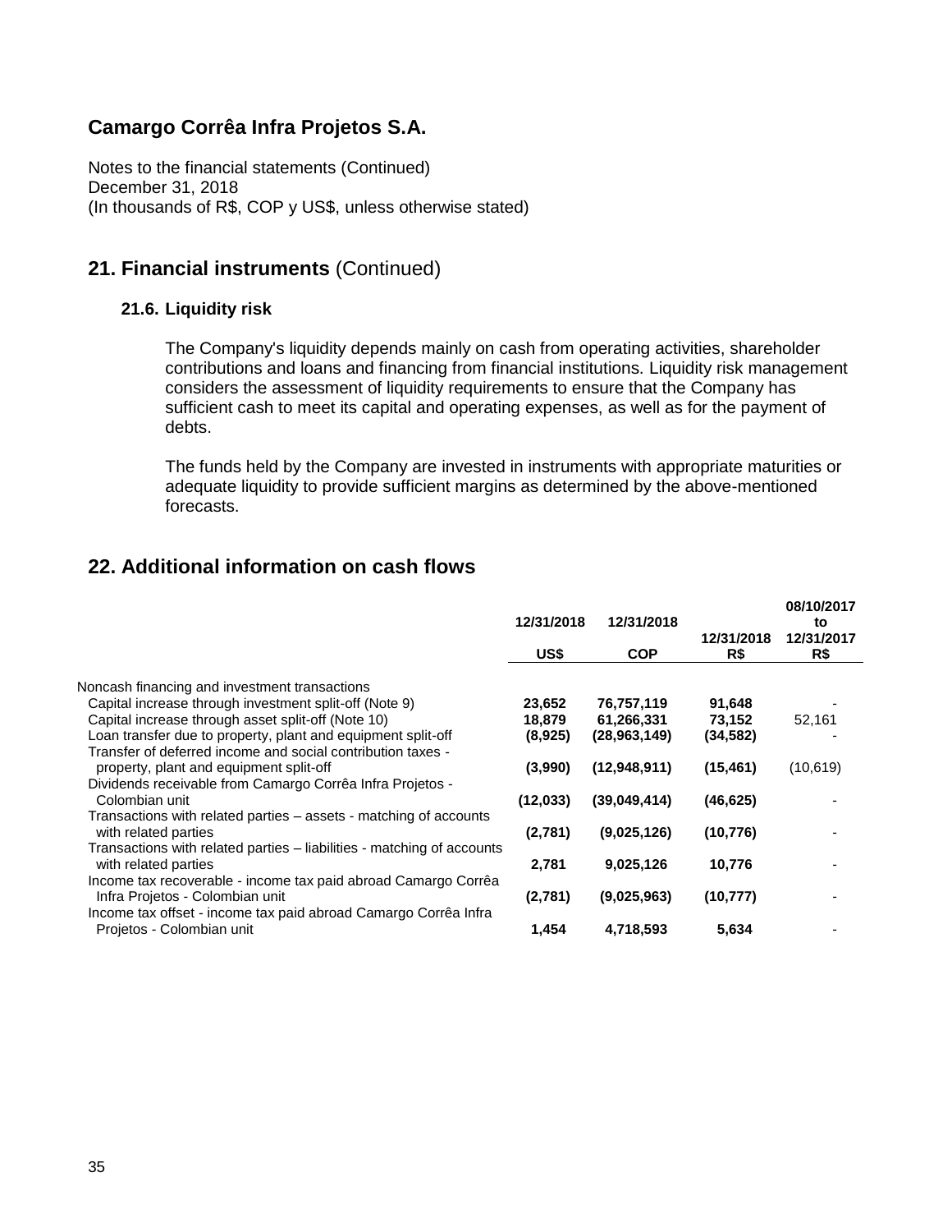# Camargo Corrêa Infra Projetos S.A.

Notes to the financial statements (Continued)
December 31, 2018
(In thousands of R$, COP y US$, unless otherwise stated)

## 21. Financial instruments (Continued)

### 21.6. Liquidity risk

The Company's liquidity depends mainly on cash from operating activities, shareholder contributions and loans and financing from financial institutions. Liquidity risk management considers the assessment of liquidity requirements to ensure that the Company has sufficient cash to meet its capital and operating expenses, as well as for the payment of debts.

The funds held by the Company are invested in instruments with appropriate maturities or adequate liquidity to provide sufficient margins as determined by the above-mentioned forecasts.

## 22. Additional information on cash flows

| | 12/31/2018 US$ | 12/31/2018 COP | 12/31/2018 R$ | 08/10/2017 to 12/31/2017 R$ |
|---|---|---|---|---|
| Noncash financing and investment transactions | | | | |
| Capital increase through investment split-off (Note 9) | **23,652** | **76,757,119** | **91,648** | - |
| Capital increase through asset split-off (Note 10) | **18,879** | **61,266,331** | **73,152** | 52,161 |
| Loan transfer due to property, plant and equipment split-off | **(8,925)** | **(28,963,149)** | **(34,582)** | - |
| Transfer of deferred income and social contribution taxes - property, plant and equipment split-off | **(3,990)** | **(12,948,911)** | **(15,461)** | (10,619) |
| Dividends receivable from Camargo Corrêa Infra Projetos - Colombian unit | **(12,033)** | **(39,049,414)** | **(46,625)** | - |
| Transactions with related parties – assets - matching of accounts with related parties | **(2,781)** | **(9,025,126)** | **(10,776)** | - |
| Transactions with related parties – liabilities - matching of accounts with related parties | **2,781** | **9,025,126** | **10,776** | - |
| Income tax recoverable - income tax paid abroad Camargo Corrêa Infra Projetos - Colombian unit | **(2,781)** | **(9,025,963)** | **(10,777)** | - |
| Income tax offset - income tax paid abroad Camargo Corrêa Infra Projetos - Colombian unit | **1,454** | **4,718,593** | **5,634** | - |